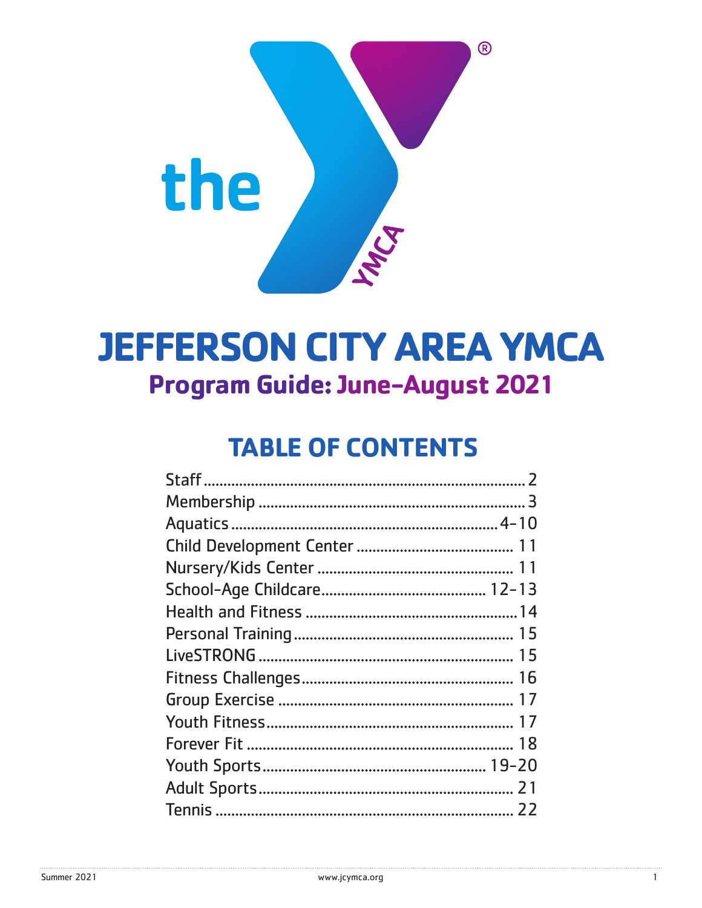# JEFFERSON CITY AREA YMCA

## Program Guide: June–August 2021

## TABLE OF CONTENTS

| Section | Page |
|---|---|
| Staff | 2 |
| Membership | 3 |
| Aquatics | 4–10 |
| Child Development Center | 11 |
| Nursery/Kids Center | 11 |
| School-Age Childcare | 12–13 |
| Health and Fitness | 14 |
| Personal Training | 15 |
| LiveSTRONG | 15 |
| Fitness Challenges | 16 |
| Group Exercise | 17 |
| Youth Fitness | 17 |
| Forever Fit | 18 |
| Youth Sports | 19–20 |
| Adult Sports | 21 |
| Tennis | 22 |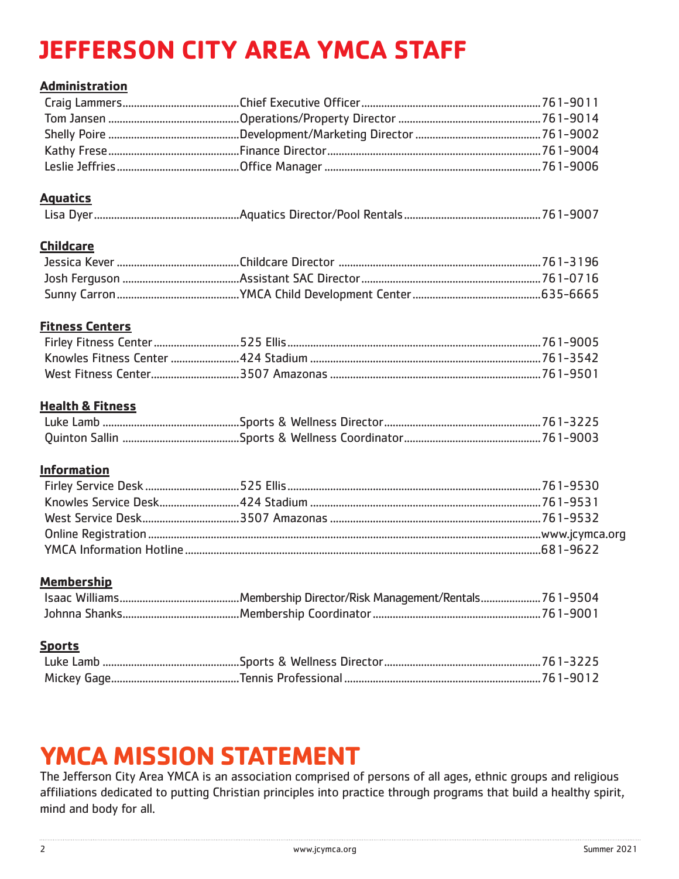# JEFFERSON CITY AREA YMCA STAFF

**Administration**

| | | |
|---|---|---|
| Craig Lammers | Chief Executive Officer | 761-9011 |
| Tom Jansen | Operations/Property Director | 761-9014 |
| Shelly Poire | Development/Marketing Director | 761-9002 |
| Kathy Frese | Finance Director | 761-9004 |
| Leslie Jeffries | Office Manager | 761-9006 |

**Aquatics**

| | | |
|---|---|---|
| Lisa Dyer | Aquatics Director/Pool Rentals | 761-9007 |

**Childcare**

| | | |
|---|---|---|
| Jessica Kever | Childcare Director | 761-3196 |
| Josh Ferguson | Assistant SAC Director | 761-0716 |
| Sunny Carron | YMCA Child Development Center | 635-6665 |

**Fitness Centers**

| | | |
|---|---|---|
| Firley Fitness Center | 525 Ellis | 761-9005 |
| Knowles Fitness Center | 424 Stadium | 761-3542 |
| West Fitness Center | 3507 Amazonas | 761-9501 |

**Health & Fitness**

| | | |
|---|---|---|
| Luke Lamb | Sports & Wellness Director | 761-3225 |
| Quinton Sallin | Sports & Wellness Coordinator | 761-9003 |

**Information**

| | | |
|---|---|---|
| Firley Service Desk | 525 Ellis | 761-9530 |
| Knowles Service Desk | 424 Stadium | 761-9531 |
| West Service Desk | 3507 Amazonas | 761-9532 |
| Online Registration | | www.jcymca.org |
| YMCA Information Hotline | | 681-9622 |

**Membership**

| | | |
|---|---|---|
| Isaac Williams | Membership Director/Risk Management/Rentals | 761-9504 |
| Johnna Shanks | Membership Coordinator | 761-9001 |

**Sports**

| | | |
|---|---|---|
| Luke Lamb | Sports & Wellness Director | 761-3225 |
| Mickey Gage | Tennis Professional | 761-9012 |

# YMCA MISSION STATEMENT

The Jefferson City Area YMCA is an association comprised of persons of all ages, ethnic groups and religious affiliations dedicated to putting Christian principles into practice through programs that build a healthy spirit, mind and body for all.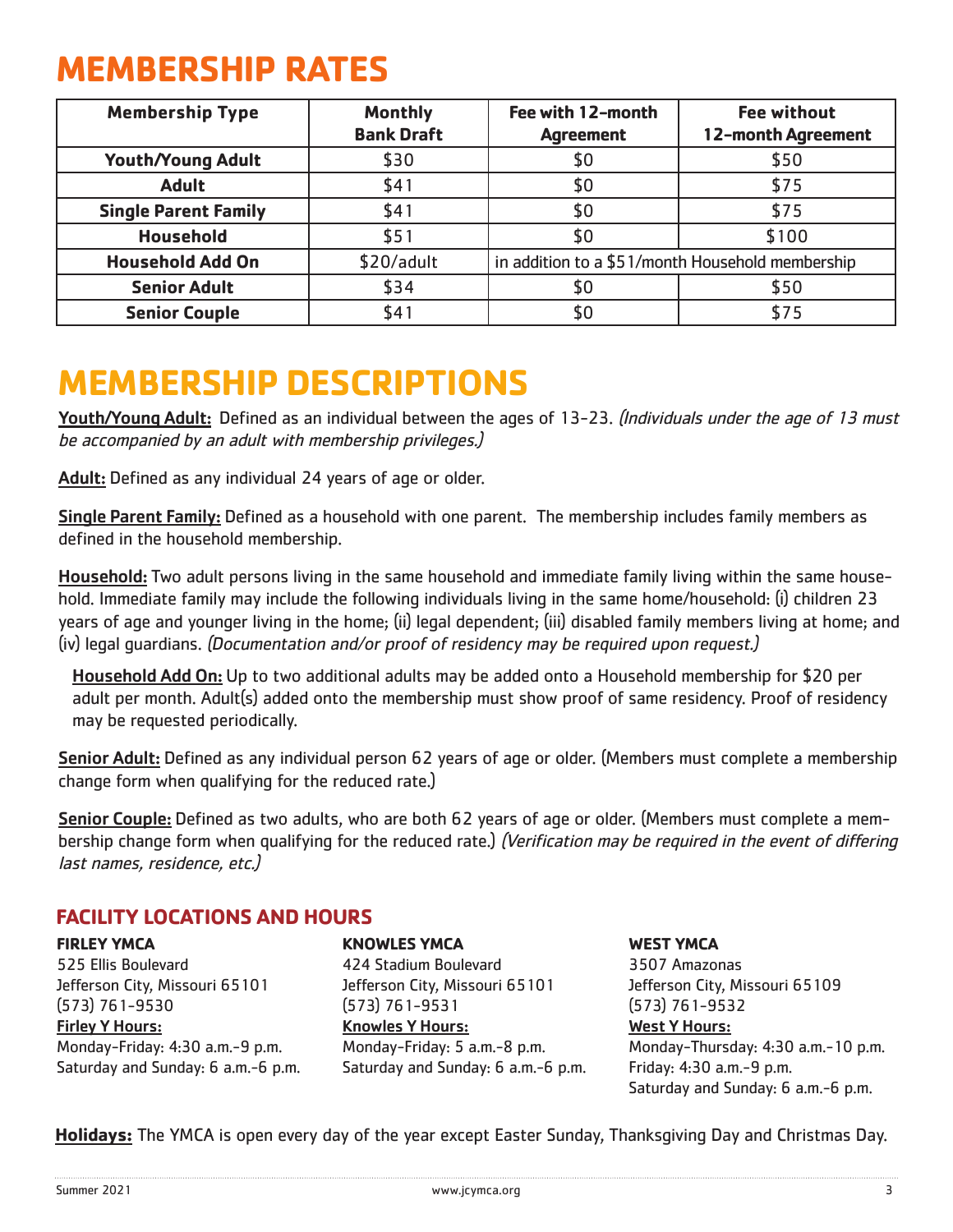# MEMBERSHIP RATES

| Membership Type | Monthly Bank Draft | Fee with 12-month Agreement | Fee without 12-month Agreement |
|---|---|---|---|
| **Youth/Young Adult** | $30 | $0 | $50 |
| **Adult** | $41 | $0 | $75 |
| **Single Parent Family** | $41 | $0 | $75 |
| **Household** | $51 | $0 | $100 |
| **Household Add On** | $20/adult | in addition to a $51/month Household membership | |
| **Senior Adult** | $34 | $0 | $50 |
| **Senior Couple** | $41 | $0 | $75 |

# MEMBERSHIP DESCRIPTIONS

**Youth/Young Adult:** Defined as an individual between the ages of 13-23. *(Individuals under the age of 13 must be accompanied by an adult with membership privileges.)*

**Adult:** Defined as any individual 24 years of age or older.

**Single Parent Family:** Defined as a household with one parent. The membership includes family members as defined in the household membership.

**Household:** Two adult persons living in the same household and immediate family living within the same household. Immediate family may include the following individuals living in the same home/household: (i) children 23 years of age and younger living in the home; (ii) legal dependent; (iii) disabled family members living at home; and (iv) legal guardians. *(Documentation and/or proof of residency may be required upon request.)*

**Household Add On:** Up to two additional adults may be added onto a Household membership for $20 per adult per month. Adult(s) added onto the membership must show proof of same residency. Proof of residency may be requested periodically.

**Senior Adult:** Defined as any individual person 62 years of age or older. (Members must complete a membership change form when qualifying for the reduced rate.)

**Senior Couple:** Defined as two adults, who are both 62 years of age or older. (Members must complete a membership change form when qualifying for the reduced rate.) *(Verification may be required in the event of differing last names, residence, etc.)*

## FACILITY LOCATIONS AND HOURS

**FIRLEY YMCA**
525 Ellis Boulevard
Jefferson City, Missouri 65101
(573) 761-9530
**Firley Y Hours:**
Monday-Friday: 4:30 a.m.-9 p.m.
Saturday and Sunday: 6 a.m.-6 p.m.

**KNOWLES YMCA**
424 Stadium Boulevard
Jefferson City, Missouri 65101
(573) 761-9531
**Knowles Y Hours:**
Monday-Friday: 5 a.m.-8 p.m.
Saturday and Sunday: 6 a.m.-6 p.m.

**WEST YMCA**
3507 Amazonas
Jefferson City, Missouri 65109
(573) 761-9532
**West Y Hours:**
Monday-Thursday: 4:30 a.m.-10 p.m.
Friday: 4:30 a.m.-9 p.m.
Saturday and Sunday: 6 a.m.-6 p.m.

**Holidays:** The YMCA is open every day of the year except Easter Sunday, Thanksgiving Day and Christmas Day.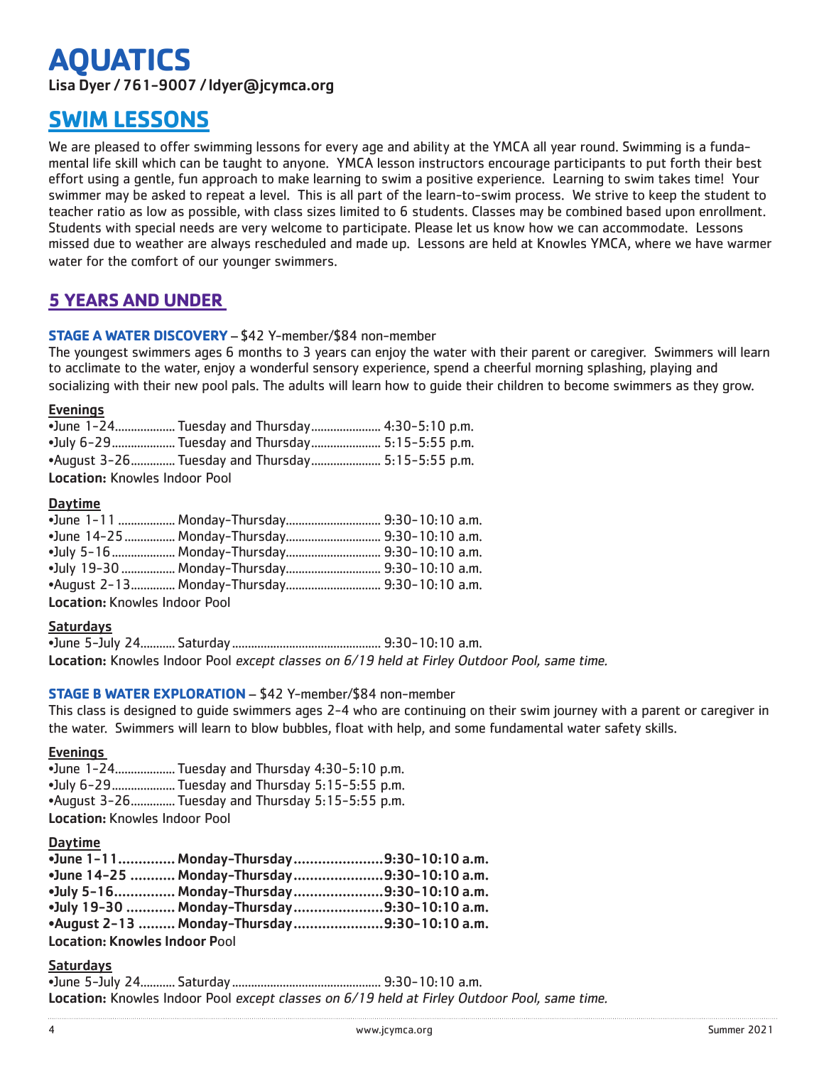// AQUATICS

# AQUATICS

**Lisa Dyer / 761-9007 / ldyer@jcymca.org**

## SWIM LESSONS

We are pleased to offer swimming lessons for every age and ability at the YMCA all year round. Swimming is a fundamental life skill which can be taught to anyone. YMCA lesson instructors encourage participants to put forth their best effort using a gentle, fun approach to make learning to swim a positive experience. Learning to swim takes time! Your swimmer may be asked to repeat a level. This is all part of the learn-to-swim process. We strive to keep the student to teacher ratio as low as possible, with class sizes limited to 6 students. Classes may be combined based upon enrollment. Students with special needs are very welcome to participate. Please let us know how we can accommodate. Lessons missed due to weather are always rescheduled and made up. Lessons are held at Knowles YMCA, where we have warmer water for the comfort of our younger swimmers.

## 5 YEARS AND UNDER

**STAGE A WATER DISCOVERY** – $42 Y-member/$84 non-member

The youngest swimmers ages 6 months to 3 years can enjoy the water with their parent or caregiver. Swimmers will learn to acclimate to the water, enjoy a wonderful sensory experience, spend a cheerful morning splashing, playing and socializing with their new pool pals. The adults will learn how to guide their children to become swimmers as they grow.

**Evenings**

- June 1-24.................. Tuesday and Thursday..................... 4:30-5:10 p.m.
- July 6-29................... Tuesday and Thursday..................... 5:15-5:55 p.m.
- August 3-26............. Tuesday and Thursday..................... 5:15-5:55 p.m.

**Location:** Knowles Indoor Pool

**Daytime**

- June 1-11 ................. Monday-Thursday............................. 9:30-10:10 a.m.
- June 14-25 ............... Monday-Thursday............................. 9:30-10:10 a.m.
- July 5-16................... Monday-Thursday............................. 9:30-10:10 a.m.
- July 19-30 ................ Monday-Thursday............................. 9:30-10:10 a.m.
- August 2-13............. Monday-Thursday............................. 9:30-10:10 a.m.

**Location:** Knowles Indoor Pool

**Saturdays**

- June 5-July 24.......... Saturday............................................. 9:30-10:10 a.m.

**Location:** Knowles Indoor Pool *except classes on 6/19 held at Firley Outdoor Pool, same time.*

**STAGE B WATER EXPLORATION** – $42 Y-member/$84 non-member

This class is designed to guide swimmers ages 2-4 who are continuing on their swim journey with a parent or caregiver in the water. Swimmers will learn to blow bubbles, float with help, and some fundamental water safety skills.

**Evenings**

- June 1-24.................. Tuesday and Thursday 4:30-5:10 p.m.
- July 6-29................... Tuesday and Thursday 5:15-5:55 p.m.
- August 3-26............. Tuesday and Thursday 5:15-5:55 p.m.

**Location:** Knowles Indoor Pool

**Daytime**

- **June 1-11............. Monday-Thursday.....................9:30-10:10 a.m.**
- **June 14-25 .......... Monday-Thursday.....................9:30-10:10 a.m.**
- **July 5-16.............. Monday-Thursday.....................9:30-10:10 a.m.**
- **July 19-30 ........... Monday-Thursday.....................9:30-10:10 a.m.**
- **August 2-13 ........ Monday-Thursday.....................9:30-10:10 a.m.**

**Location: Knowles Indoor P**ool

**Saturdays**

- June 5-July 24.......... Saturday............................................. 9:30-10:10 a.m.

**Location:** Knowles Indoor Pool *except classes on 6/19 held at Firley Outdoor Pool, same time.*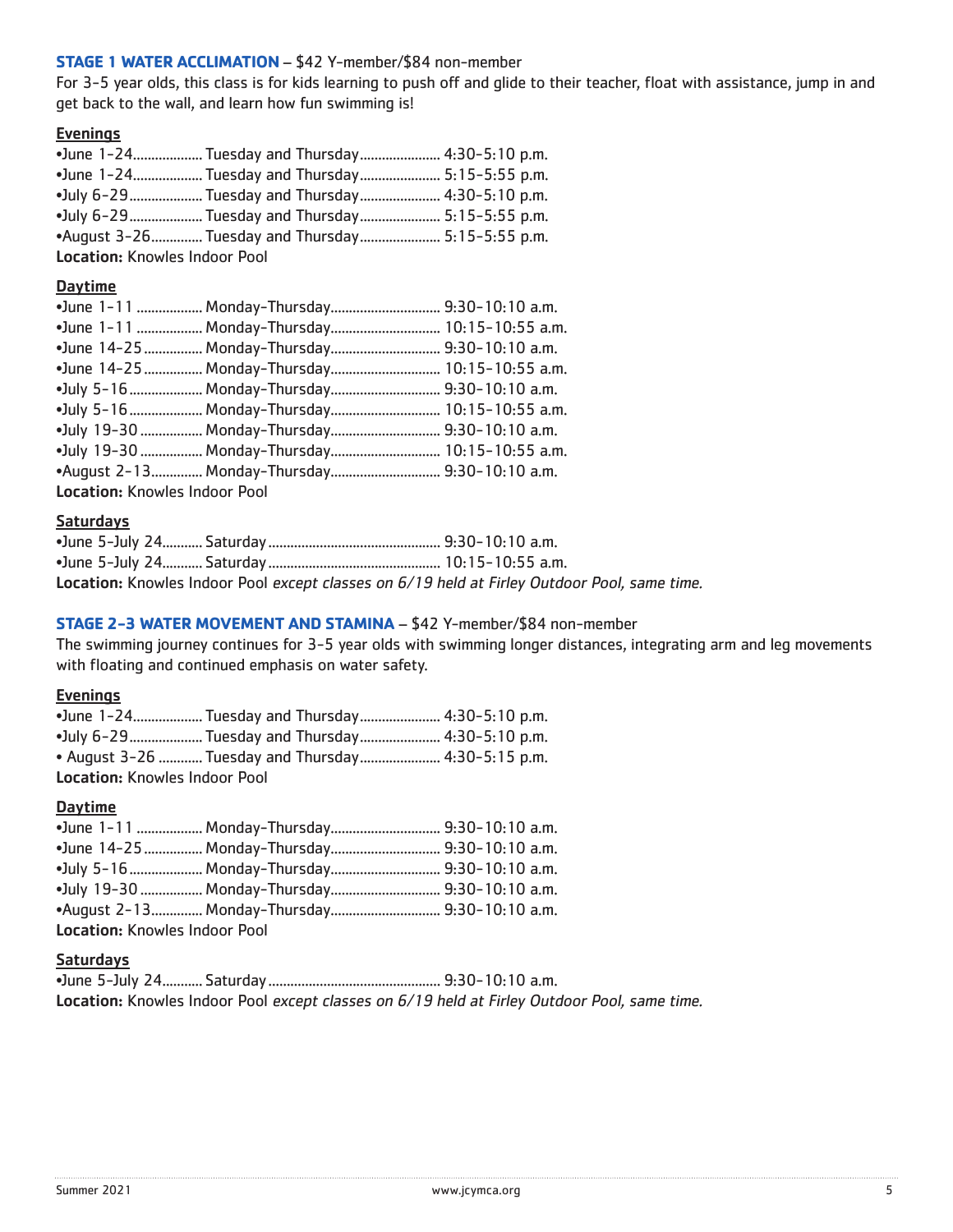**STAGE 1 WATER ACCLIMATION** – $42 Y-member/$84 non-member

For 3-5 year olds, this class is for kids learning to push off and glide to their teacher, float with assistance, jump in and get back to the wall, and learn how fun swimming is!

**Evenings**

- June 1-24 .................. Tuesday and Thursday .................. 4:30-5:10 p.m.
- June 1-24 .................. Tuesday and Thursday .................. 5:15-5:55 p.m.
- July 6-29 .................. Tuesday and Thursday .................. 4:30-5:10 p.m.
- July 6-29 .................. Tuesday and Thursday .................. 5:15-5:55 p.m.
- August 3-26 .............. Tuesday and Thursday .................. 5:15-5:55 p.m.

**Location:** Knowles Indoor Pool

**Daytime**

- June 1-11 .................. Monday-Thursday .................. 9:30-10:10 a.m.
- June 1-11 .................. Monday-Thursday .................. 10:15-10:55 a.m.
- June 14-25 ................ Monday-Thursday .................. 9:30-10:10 a.m.
- June 14-25 ................ Monday-Thursday .................. 10:15-10:55 a.m.
- July 5-16 .................. Monday-Thursday .................. 9:30-10:10 a.m.
- July 5-16 .................. Monday-Thursday .................. 10:15-10:55 a.m.
- July 19-30 ................ Monday-Thursday .................. 9:30-10:10 a.m.
- July 19-30 ................ Monday-Thursday .................. 10:15-10:55 a.m.
- August 2-13 .............. Monday-Thursday .................. 9:30-10:10 a.m.

**Location:** Knowles Indoor Pool

**Saturdays**

- June 5-July 24 .......... Saturday .................. 9:30-10:10 a.m.
- June 5-July 24 .......... Saturday .................. 10:15-10:55 a.m.

**Location:** Knowles Indoor Pool *except classes on 6/19 held at Firley Outdoor Pool, same time.*

**STAGE 2-3 WATER MOVEMENT AND STAMINA** – $42 Y-member/$84 non-member

The swimming journey continues for 3-5 year olds with swimming longer distances, integrating arm and leg movements with floating and continued emphasis on water safety.

**Evenings**

- June 1-24 .................. Tuesday and Thursday .................. 4:30-5:10 p.m.
- July 6-29 .................. Tuesday and Thursday .................. 4:30-5:10 p.m.
- August 3-26 .............. Tuesday and Thursday .................. 4:30-5:15 p.m.

**Location:** Knowles Indoor Pool

**Daytime**

- June 1-11 .................. Monday-Thursday .................. 9:30-10:10 a.m.
- June 14-25 ................ Monday-Thursday .................. 9:30-10:10 a.m.
- July 5-16 .................. Monday-Thursday .................. 9:30-10:10 a.m.
- July 19-30 ................ Monday-Thursday .................. 9:30-10:10 a.m.
- August 2-13 .............. Monday-Thursday .................. 9:30-10:10 a.m.

**Location:** Knowles Indoor Pool

**Saturdays**

- June 5-July 24 .......... Saturday .................. 9:30-10:10 a.m.

**Location:** Knowles Indoor Pool *except classes on 6/19 held at Firley Outdoor Pool, same time.*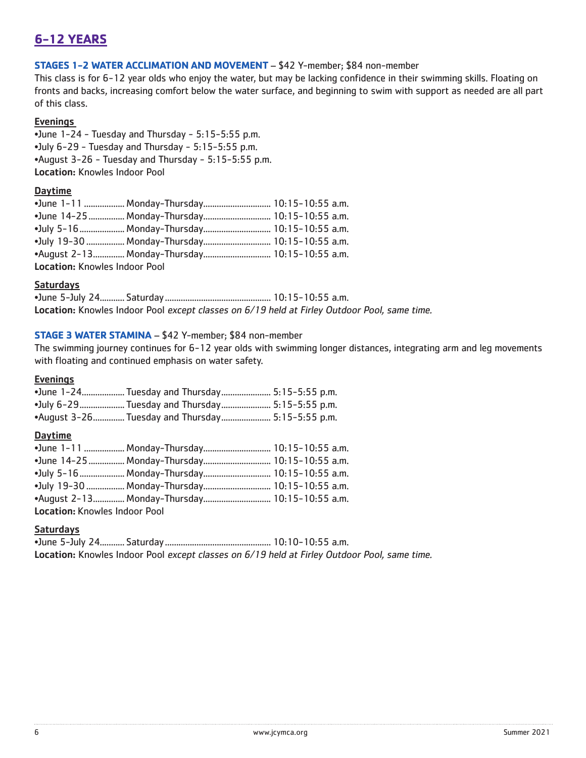## 6-12 YEARS

**STAGES 1-2 WATER ACCLIMATION AND MOVEMENT** – $42 Y-member; $84 non-member

This class is for 6-12 year olds who enjoy the water, but may be lacking confidence in their swimming skills. Floating on fronts and backs, increasing comfort below the water surface, and beginning to swim with support as needed are all part of this class.

**Evenings**

- June 1-24 - Tuesday and Thursday - 5:15-5:55 p.m.
- July 6-29 - Tuesday and Thursday - 5:15-5:55 p.m.
- August 3-26 - Tuesday and Thursday - 5:15-5:55 p.m.

**Location:** Knowles Indoor Pool

**Daytime**

- June 1-11 .................. Monday-Thursday.............................. 10:15-10:55 a.m.
- June 14-25 ................ Monday-Thursday.............................. 10:15-10:55 a.m.
- July 5-16 .................... Monday-Thursday.............................. 10:15-10:55 a.m.
- July 19-30 ................. Monday-Thursday.............................. 10:15-10:55 a.m.
- August 2-13 .............. Monday-Thursday.............................. 10:15-10:55 a.m.

**Location:** Knowles Indoor Pool

**Saturdays**

- June 5-July 24........... Saturday.............................................. 10:15-10:55 a.m.

**Location:** Knowles Indoor Pool *except classes on 6/19 held at Firley Outdoor Pool, same time.*

**STAGE 3 WATER STAMINA** – $42 Y-member; $84 non-member

The swimming journey continues for 6-12 year olds with swimming longer distances, integrating arm and leg movements with floating and continued emphasis on water safety.

**Evenings**

- June 1-24................... Tuesday and Thursday...................... 5:15-5:55 p.m.
- July 6-29.................... Tuesday and Thursday...................... 5:15-5:55 p.m.
- August 3-26.............. Tuesday and Thursday...................... 5:15-5:55 p.m.

**Daytime**

- June 1-11 .................. Monday-Thursday.............................. 10:15-10:55 a.m.
- June 14-25 ................ Monday-Thursday.............................. 10:15-10:55 a.m.
- July 5-16 .................... Monday-Thursday.............................. 10:15-10:55 a.m.
- July 19-30 ................. Monday-Thursday.............................. 10:15-10:55 a.m.
- August 2-13 .............. Monday-Thursday.............................. 10:15-10:55 a.m.

**Location:** Knowles Indoor Pool

**Saturdays**

- June 5-July 24........... Saturday.............................................. 10:10-10:55 a.m.

**Location:** Knowles Indoor Pool *except classes on 6/19 held at Firley Outdoor Pool, same time.*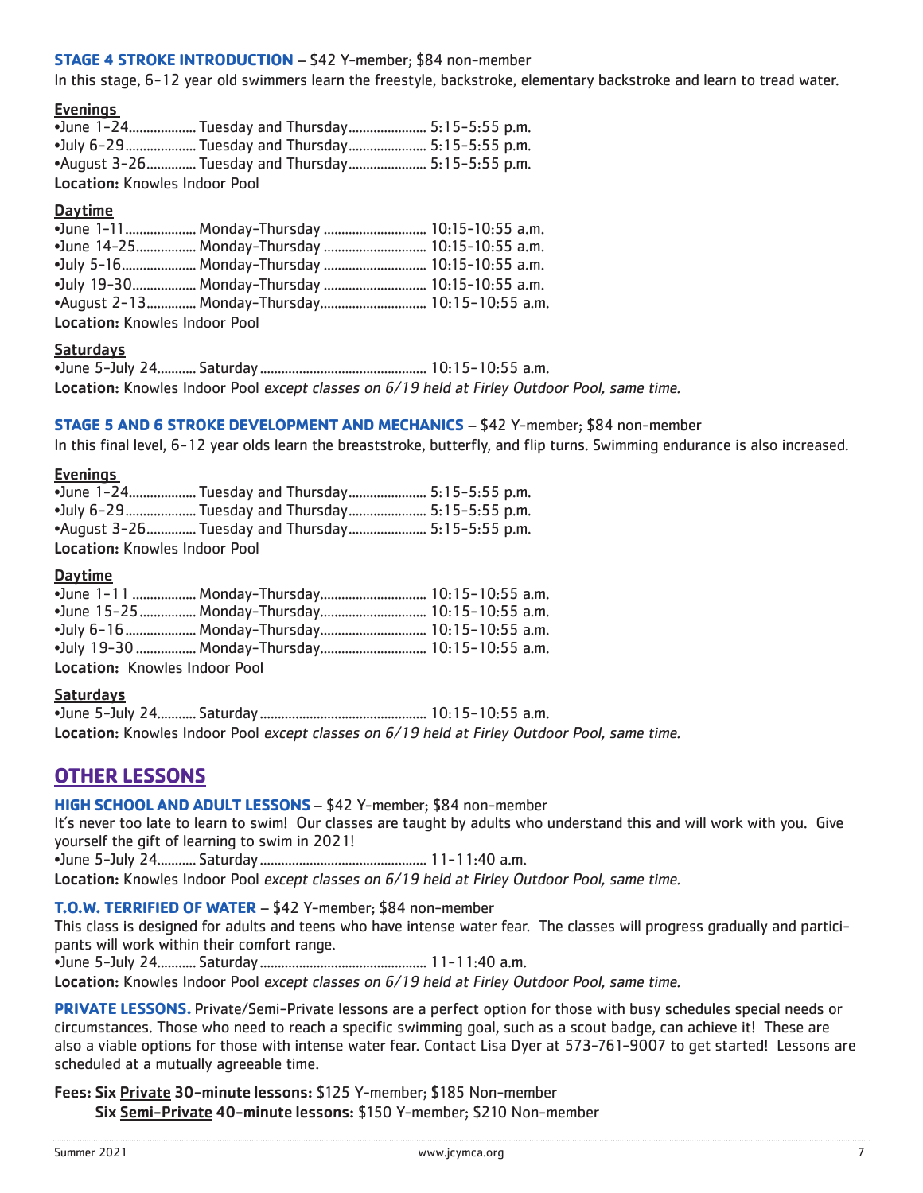**STAGE 4 STROKE INTRODUCTION** – $42 Y-member; $84 non-member

In this stage, 6-12 year old swimmers learn the freestyle, backstroke, elementary backstroke and learn to tread water.

**Evenings**

- June 1-24.................. Tuesday and Thursday...................... 5:15-5:55 p.m.
- July 6-29.................... Tuesday and Thursday...................... 5:15-5:55 p.m.
- August 3-26.............. Tuesday and Thursday...................... 5:15-5:55 p.m.

**Location:** Knowles Indoor Pool

**Daytime**

- June 1-11.................... Monday-Thursday ............................ 10:15-10:55 a.m.
- June 14-25................. Monday-Thursday ............................ 10:15-10:55 a.m.
- July 5-16..................... Monday-Thursday ............................ 10:15-10:55 a.m.
- July 19-30.................. Monday-Thursday ............................ 10:15-10:55 a.m.
- August 2-13.............. Monday-Thursday............................. 10:15-10:55 a.m.

**Location:** Knowles Indoor Pool

**Saturdays**

- June 5-July 24........... Saturday .............................................. 10:15-10:55 a.m.

**Location:** Knowles Indoor Pool *except classes on 6/19 held at Firley Outdoor Pool, same time.*

**STAGE 5 AND 6 STROKE DEVELOPMENT AND MECHANICS** – $42 Y-member; $84 non-member

In this final level, 6-12 year olds learn the breaststroke, butterfly, and flip turns. Swimming endurance is also increased.

**Evenings**

- June 1-24.................. Tuesday and Thursday...................... 5:15-5:55 p.m.
- July 6-29.................... Tuesday and Thursday...................... 5:15-5:55 p.m.
- August 3-26.............. Tuesday and Thursday...................... 5:15-5:55 p.m.

**Location:** Knowles Indoor Pool

**Daytime**

- June 1-11 .................. Monday-Thursday.............................. 10:15-10:55 a.m.
- June 15-25................ Monday-Thursday.............................. 10:15-10:55 a.m.
- July 6-16.................... Monday-Thursday.............................. 10:15-10:55 a.m.
- July 19-30 ................. Monday-Thursday.............................. 10:15-10:55 a.m.

**Location:** Knowles Indoor Pool

**Saturdays**

- June 5-July 24........... Saturday .............................................. 10:15-10:55 a.m.

**Location:** Knowles Indoor Pool *except classes on 6/19 held at Firley Outdoor Pool, same time.*

## OTHER LESSONS

**HIGH SCHOOL AND ADULT LESSONS** – $42 Y-member; $84 non-member

It's never too late to learn to swim! Our classes are taught by adults who understand this and will work with you. Give yourself the gift of learning to swim in 2021!

- June 5-July 24........... Saturday .............................................. 11-11:40 a.m.

**Location:** Knowles Indoor Pool *except classes on 6/19 held at Firley Outdoor Pool, same time.*

**T.O.W. TERRIFIED OF WATER** – $42 Y-member; $84 non-member

This class is designed for adults and teens who have intense water fear. The classes will progress gradually and participants will work within their comfort range.

- June 5-July 24........... Saturday .............................................. 11-11:40 a.m.

**Location:** Knowles Indoor Pool *except classes on 6/19 held at Firley Outdoor Pool, same time.*

**PRIVATE LESSONS.** Private/Semi-Private lessons are a perfect option for those with busy schedules special needs or circumstances. Those who need to reach a specific swimming goal, such as a scout badge, can achieve it! These are also a viable options for those with intense water fear. Contact Lisa Dyer at 573-761-9007 to get started! Lessons are scheduled at a mutually agreeable time.

**Fees: Six Private 30-minute lessons:** $125 Y-member; $185 Non-member
**Six Semi-Private 40-minute lessons:** $150 Y-member; $210 Non-member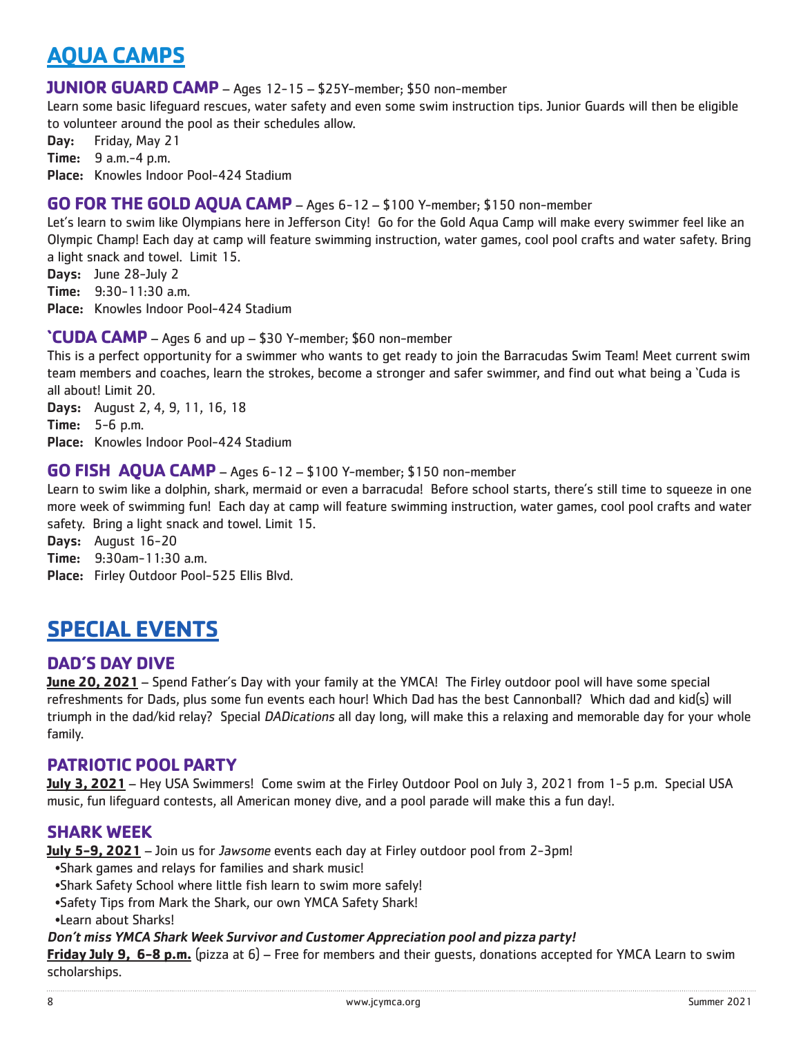# AQUA CAMPS

## JUNIOR GUARD CAMP – Ages 12-15 – $25Y-member; $50 non-member

Learn some basic lifeguard rescues, water safety and even some swim instruction tips. Junior Guards will then be eligible to volunteer around the pool as their schedules allow.

**Day:** Friday, May 21
**Time:** 9 a.m.-4 p.m.
**Place:** Knowles Indoor Pool-424 Stadium

## GO FOR THE GOLD AQUA CAMP – Ages 6-12 – $100 Y-member; $150 non-member

Let's learn to swim like Olympians here in Jefferson City! Go for the Gold Aqua Camp will make every swimmer feel like an Olympic Champ! Each day at camp will feature swimming instruction, water games, cool pool crafts and water safety. Bring a light snack and towel. Limit 15.

**Days:** June 28-July 2
**Time:** 9:30-11:30 a.m.
**Place:** Knowles Indoor Pool-424 Stadium

## `CUDA CAMP – Ages 6 and up – $30 Y-member; $60 non-member

This is a perfect opportunity for a swimmer who wants to get ready to join the Barracudas Swim Team! Meet current swim team members and coaches, learn the strokes, become a stronger and safer swimmer, and find out what being a `Cuda is all about! Limit 20.

**Days:** August 2, 4, 9, 11, 16, 18
**Time:** 5-6 p.m.
**Place:** Knowles Indoor Pool-424 Stadium

## GO FISH AQUA CAMP – Ages 6-12 – $100 Y-member; $150 non-member

Learn to swim like a dolphin, shark, mermaid or even a barracuda! Before school starts, there's still time to squeeze in one more week of swimming fun! Each day at camp will feature swimming instruction, water games, cool pool crafts and water safety. Bring a light snack and towel. Limit 15.

**Days:** August 16-20
**Time:** 9:30am-11:30 a.m.
**Place:** Firley Outdoor Pool-525 Ellis Blvd.

# SPECIAL EVENTS

## DAD'S DAY DIVE

**June 20, 2021** – Spend Father's Day with your family at the YMCA! The Firley outdoor pool will have some special refreshments for Dads, plus some fun events each hour! Which Dad has the best Cannonball? Which dad and kid(s) will triumph in the dad/kid relay? Special *DADications* all day long, will make this a relaxing and memorable day for your whole family.

## PATRIOTIC POOL PARTY

**July 3, 2021** – Hey USA Swimmers! Come swim at the Firley Outdoor Pool on July 3, 2021 from 1-5 p.m. Special USA music, fun lifeguard contests, all American money dive, and a pool parade will make this a fun day!.

## SHARK WEEK

**July 5-9, 2021** – Join us for *Jawsome* events each day at Firley outdoor pool from 2-3pm!

- Shark games and relays for families and shark music!
- Shark Safety School where little fish learn to swim more safely!
- Safety Tips from Mark the Shark, our own YMCA Safety Shark!
- Learn about Sharks!

***Don't miss YMCA Shark Week Survivor and Customer Appreciation pool and pizza party!***

**Friday July 9, 6-8 p.m.** (pizza at 6) – Free for members and their guests, donations accepted for YMCA Learn to swim scholarships.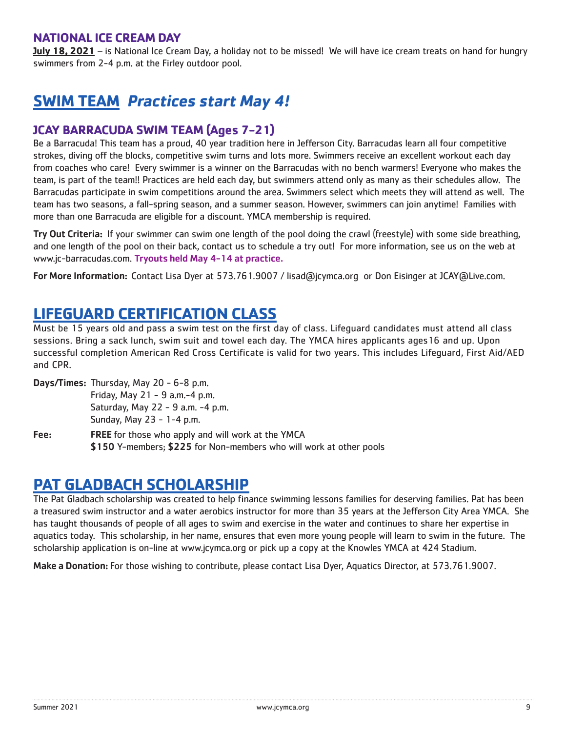### NATIONAL ICE CREAM DAY

**July 18, 2021** – is National Ice Cream Day, a holiday not to be missed! We will have ice cream treats on hand for hungry swimmers from 2-4 p.m. at the Firley outdoor pool.

## SWIM TEAM *Practices start May 4!*

### JCAY BARRACUDA SWIM TEAM (Ages 7-21)

Be a Barracuda! This team has a proud, 40 year tradition here in Jefferson City. Barracudas learn all four competitive strokes, diving off the blocks, competitive swim turns and lots more. Swimmers receive an excellent workout each day from coaches who care! Every swimmer is a winner on the Barracudas with no bench warmers! Everyone who makes the team, is part of the team!! Practices are held each day, but swimmers attend only as many as their schedules allow. The Barracudas participate in swim competitions around the area. Swimmers select which meets they will attend as well. The team has two seasons, a fall-spring season, and a summer season. However, swimmers can join anytime! Families with more than one Barracuda are eligible for a discount. YMCA membership is required.

**Try Out Criteria:** If your swimmer can swim one length of the pool doing the crawl (freestyle) with some side breathing, and one length of the pool on their back, contact us to schedule a try out! For more information, see us on the web at www.jc-barracudas.com. **Tryouts held May 4-14 at practice.**

**For More Information:** Contact Lisa Dyer at 573.761.9007 / lisad@jcymca.org or Don Eisinger at JCAY@Live.com.

## LIFEGUARD CERTIFICATION CLASS

Must be 15 years old and pass a swim test on the first day of class. Lifeguard candidates must attend all class sessions. Bring a sack lunch, swim suit and towel each day. The YMCA hires applicants ages16 and up. Upon successful completion American Red Cross Certificate is valid for two years. This includes Lifeguard, First Aid/AED and CPR.

**Days/Times:** Thursday, May 20 - 6-8 p.m.
Friday, May 21 - 9 a.m.-4 p.m.
Saturday, May 22 - 9 a.m. -4 p.m.
Sunday, May 23 - 1-4 p.m.

**Fee:** **FREE** for those who apply and will work at the YMCA
**$150** Y-members; **$225** for Non-members who will work at other pools

## PAT GLADBACH SCHOLARSHIP

The Pat Gladbach scholarship was created to help finance swimming lessons families for deserving families. Pat has been a treasured swim instructor and a water aerobics instructor for more than 35 years at the Jefferson City Area YMCA. She has taught thousands of people of all ages to swim and exercise in the water and continues to share her expertise in aquatics today. This scholarship, in her name, ensures that even more young people will learn to swim in the future. The scholarship application is on-line at www.jcymca.org or pick up a copy at the Knowles YMCA at 424 Stadium.

**Make a Donation:** For those wishing to contribute, please contact Lisa Dyer, Aquatics Director, at 573.761.9007.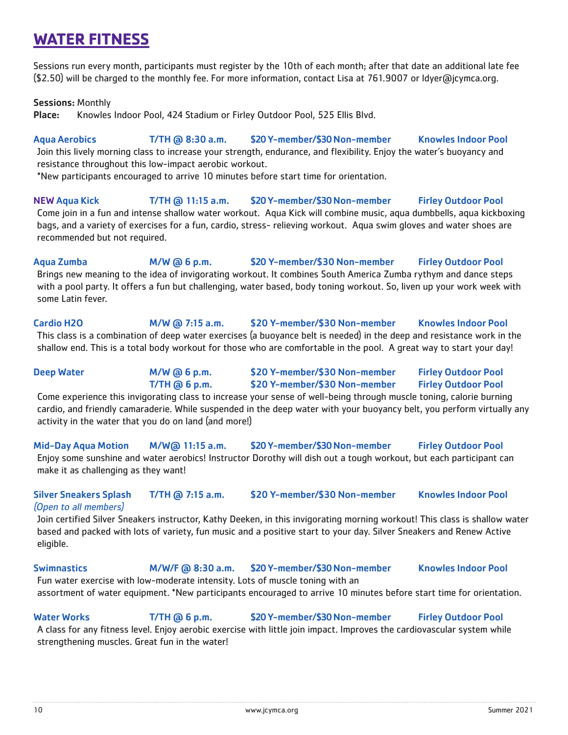# WATER FITNESS

Sessions run every month, participants must register by the 10th of each month; after that date an additional late fee ($2.50) will be charged to the monthly fee. For more information, contact Lisa at 761.9007 or ldyer@jcymca.org.

**Sessions:** Monthly
**Place:** Knowles Indoor Pool, 424 Stadium or Firley Outdoor Pool, 525 Ellis Blvd.

**Aqua Aerobics** | **T/TH @ 8:30 a.m.** | **$20 Y-member/$30 Non-member** | **Knowles Indoor Pool**

Join this lively morning class to increase your strength, endurance, and flexibility. Enjoy the water's buoyancy and resistance throughout this low-impact aerobic workout.
*New participants encouraged to arrive 10 minutes before start time for orientation.

**NEW Aqua Kick** | **T/TH @ 11:15 a.m.** | **$20 Y-member/$30 Non-member** | **Firley Outdoor Pool**

Come join in a fun and intense shallow water workout. Aqua Kick will combine music, aqua dumbbells, aqua kickboxing bags, and a variety of exercises for a fun, cardio, stress- relieving workout. Aqua swim gloves and water shoes are recommended but not required.

**Aqua Zumba** | **M/W @ 6 p.m.** | **$20 Y-member/$30 Non-member** | **Firley Outdoor Pool**

Brings new meaning to the idea of invigorating workout. It combines South America Zumba rythym and dance steps with a pool party. It offers a fun but challenging, water based, body toning workout. So, liven up your work week with some Latin fever.

**Cardio H2O** | **M/W @ 7:15 a.m.** | **$20 Y-member/$30 Non-member** | **Knowles Indoor Pool**

This class is a combination of deep water exercises (a buoyance belt is needed) in the deep and resistance work in the shallow end. This is a total body workout for those who are comfortable in the pool. A great way to start your day!

**Deep Water** | **M/W @ 6 p.m.** | **$20 Y-member/$30 Non-member** | **Firley Outdoor Pool**
| **T/TH @ 6 p.m.** | **$20 Y-member/$30 Non-member** | **Firley Outdoor Pool**

Come experience this invigorating class to increase your sense of well-being through muscle toning, calorie burning cardio, and friendly camaraderie. While suspended in the deep water with your buoyancy belt, you perform virtually any activity in the water that you do on land (and more!)

**Mid-Day Aqua Motion** | **M/W@ 11:15 a.m.** | **$20 Y-member/$30 Non-member** | **Firley Outdoor Pool**

Enjoy some sunshine and water aerobics! Instructor Dorothy will dish out a tough workout, but each participant can make it as challenging as they want!

**Silver Sneakers Splash** | **T/TH @ 7:15 a.m.** | **$20 Y-member/$30 Non-member** | **Knowles Indoor Pool**
*(Open to all members)*

Join certified Silver Sneakers instructor, Kathy Deeken, in this invigorating morning workout! This class is shallow water based and packed with lots of variety, fun music and a positive start to your day. Silver Sneakers and Renew Active eligible.

**Swimnastics** | **M/W/F @ 8:30 a.m.** | **$20 Y-member/$30 Non-member** | **Knowles Indoor Pool**

Fun water exercise with low-moderate intensity. Lots of muscle toning with an assortment of water equipment. *New participants encouraged to arrive 10 minutes before start time for orientation.

**Water Works** | **T/TH @ 6 p.m.** | **$20 Y-member/$30 Non-member** | **Firley Outdoor Pool**

A class for any fitness level. Enjoy aerobic exercise with little join impact. Improves the cardiovascular system while strengthening muscles. Great fun in the water!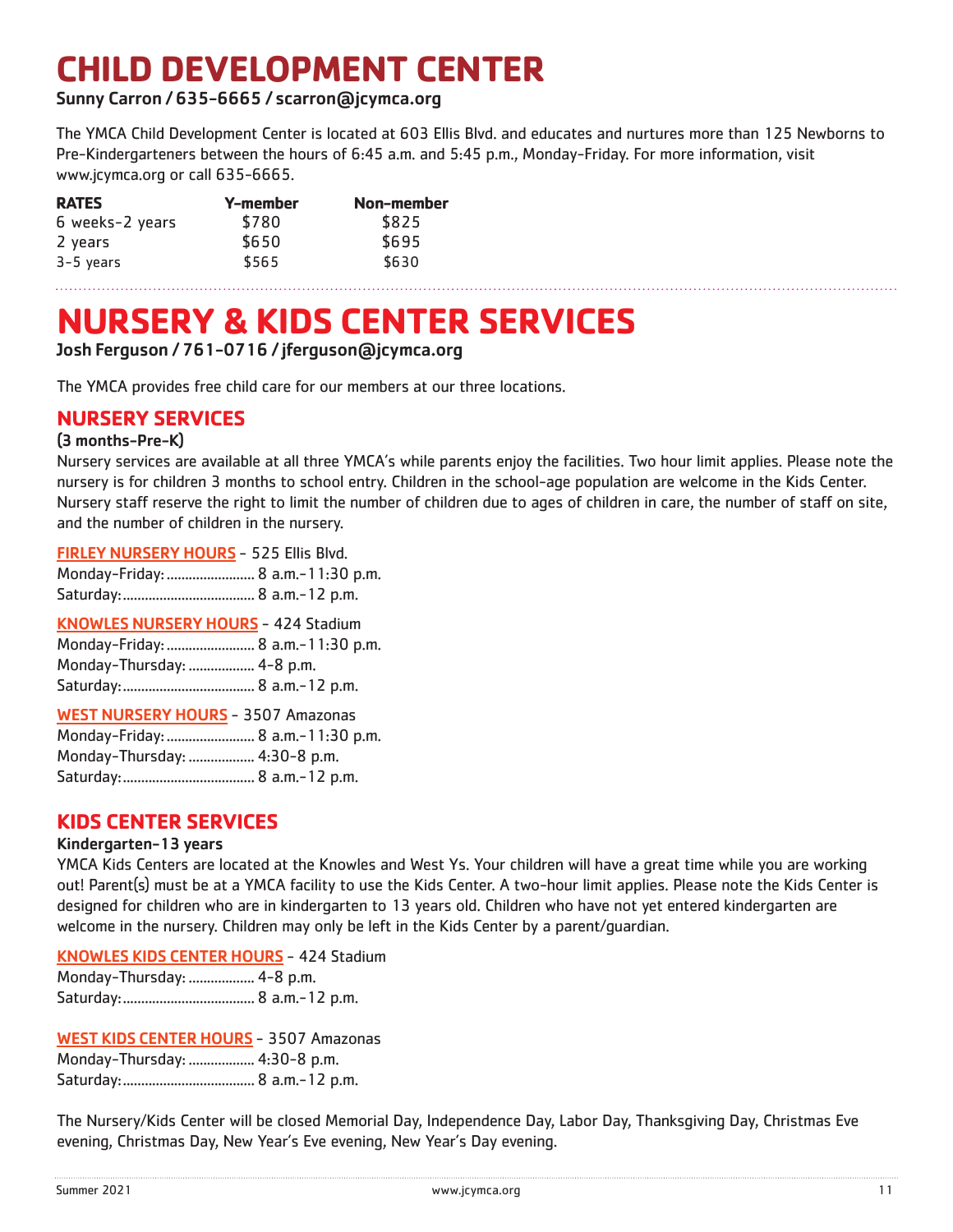# CHILD DEVELOPMENT CENTER

**Sunny Carron / 635-6665 / scarron@jcymca.org**

The YMCA Child Development Center is located at 603 Ellis Blvd. and educates and nurtures more than 125 Newborns to Pre-Kindergarteners between the hours of 6:45 a.m. and 5:45 p.m., Monday-Friday. For more information, visit www.jcymca.org or call 635-6665.

| RATES | Y-member | Non-member |
|---|---|---|
| 6 weeks-2 years | $780 | $825 |
| 2 years | $650 | $695 |
| 3-5 years | $565 | $630 |

# NURSERY & KIDS CENTER SERVICES

**Josh Ferguson / 761-0716 / jferguson@jcymca.org**

The YMCA provides free child care for our members at our three locations.

## NURSERY SERVICES

**(3 months-Pre-K)**

Nursery services are available at all three YMCA's while parents enjoy the facilities. Two hour limit applies. Please note the nursery is for children 3 months to school entry. Children in the school-age population are welcome in the Kids Center. Nursery staff reserve the right to limit the number of children due to ages of children in care, the number of staff on site, and the number of children in the nursery.

**FIRLEY NURSERY HOURS** - 525 Ellis Blvd.
Monday-Friday: ........................ 8 a.m.-11:30 p.m.
Saturday: .................................... 8 a.m.-12 p.m.

**KNOWLES NURSERY HOURS** - 424 Stadium
Monday-Friday: ........................ 8 a.m.-11:30 p.m.
Monday-Thursday: .................. 4-8 p.m.
Saturday: .................................... 8 a.m.-12 p.m.

**WEST NURSERY HOURS** - 3507 Amazonas
Monday-Friday: ........................ 8 a.m.-11:30 p.m.
Monday-Thursday: .................. 4:30-8 p.m.
Saturday: .................................... 8 a.m.-12 p.m.

## KIDS CENTER SERVICES

**Kindergarten-13 years**

YMCA Kids Centers are located at the Knowles and West Ys. Your children will have a great time while you are working out! Parent(s) must be at a YMCA facility to use the Kids Center. A two-hour limit applies. Please note the Kids Center is designed for children who are in kindergarten to 13 years old. Children who have not yet entered kindergarten are welcome in the nursery. Children may only be left in the Kids Center by a parent/guardian.

**KNOWLES KIDS CENTER HOURS** - 424 Stadium
Monday-Thursday: .................. 4-8 p.m.
Saturday: .................................... 8 a.m.-12 p.m.

**WEST KIDS CENTER HOURS** - 3507 Amazonas
Monday-Thursday: .................. 4:30-8 p.m.
Saturday: .................................... 8 a.m.-12 p.m.

The Nursery/Kids Center will be closed Memorial Day, Independence Day, Labor Day, Thanksgiving Day, Christmas Eve evening, Christmas Day, New Year's Eve evening, New Year's Day evening.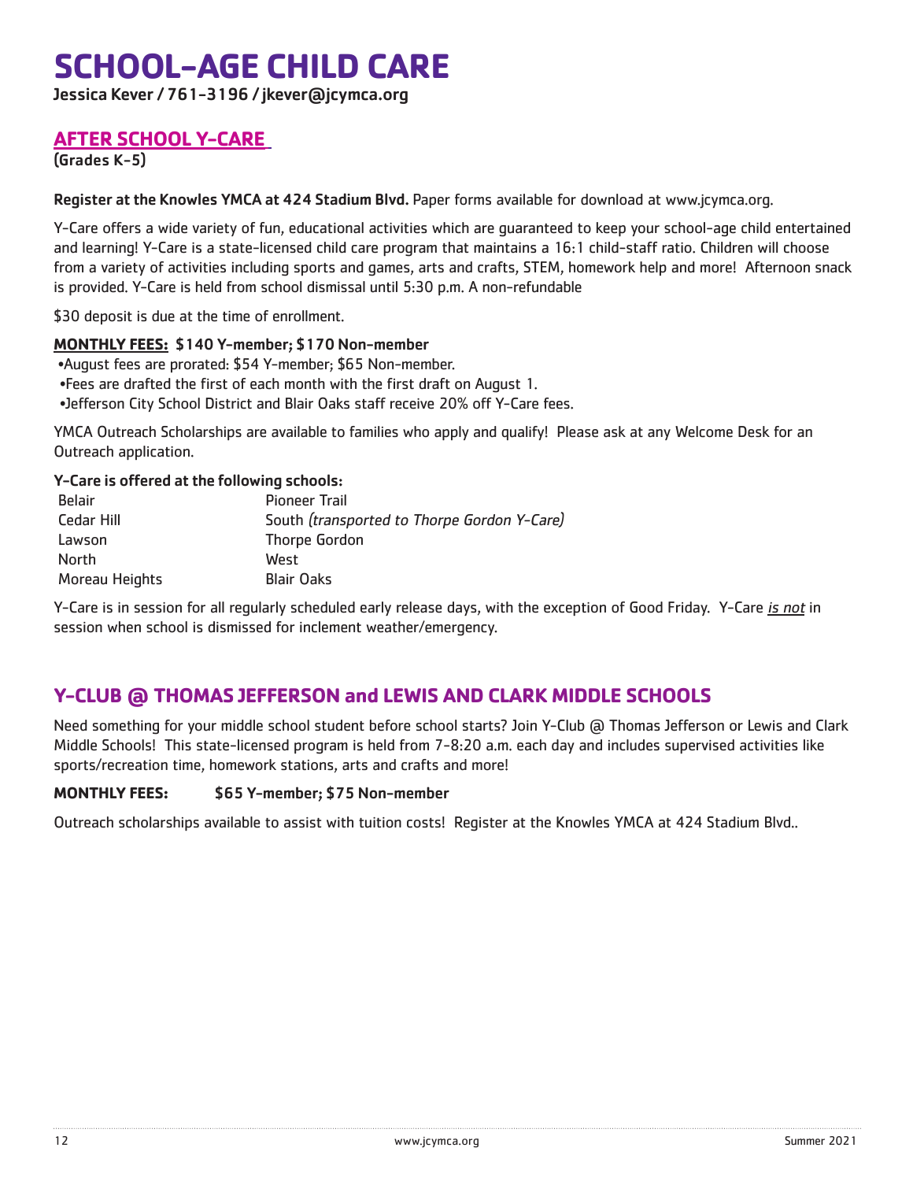# SCHOOL-AGE CHILD CARE

**Jessica Kever / 761-3196 / jkever@jcymca.org**

## AFTER SCHOOL Y-CARE

**(Grades K-5)**

**Register at the Knowles YMCA at 424 Stadium Blvd.** Paper forms available for download at www.jcymca.org.

Y-Care offers a wide variety of fun, educational activities which are guaranteed to keep your school-age child entertained and learning! Y-Care is a state-licensed child care program that maintains a 16:1 child-staff ratio. Children will choose from a variety of activities including sports and games, arts and crafts, STEM, homework help and more! Afternoon snack is provided. Y-Care is held from school dismissal until 5:30 p.m. A non-refundable

$30 deposit is due at the time of enrollment.

**MONTHLY FEES: $140 Y-member; $170 Non-member**

- August fees are prorated: $54 Y-member; $65 Non-member.
- Fees are drafted the first of each month with the first draft on August 1.
- Jefferson City School District and Blair Oaks staff receive 20% off Y-Care fees.

YMCA Outreach Scholarships are available to families who apply and qualify! Please ask at any Welcome Desk for an Outreach application.

**Y-Care is offered at the following schools:**

| | |
|---|---|
| Belair | Pioneer Trail |
| Cedar Hill | South *(transported to Thorpe Gordon Y-Care)* |
| Lawson | Thorpe Gordon |
| North | West |
| Moreau Heights | Blair Oaks |

Y-Care is in session for all regularly scheduled early release days, with the exception of Good Friday. Y-Care *is not* in session when school is dismissed for inclement weather/emergency.

## Y-CLUB @ THOMAS JEFFERSON and LEWIS AND CLARK MIDDLE SCHOOLS

Need something for your middle school student before school starts? Join Y-Club @ Thomas Jefferson or Lewis and Clark Middle Schools! This state-licensed program is held from 7-8:20 a.m. each day and includes supervised activities like sports/recreation time, homework stations, arts and crafts and more!

**MONTHLY FEES: $65 Y-member; $75 Non-member**

Outreach scholarships available to assist with tuition costs! Register at the Knowles YMCA at 424 Stadium Blvd..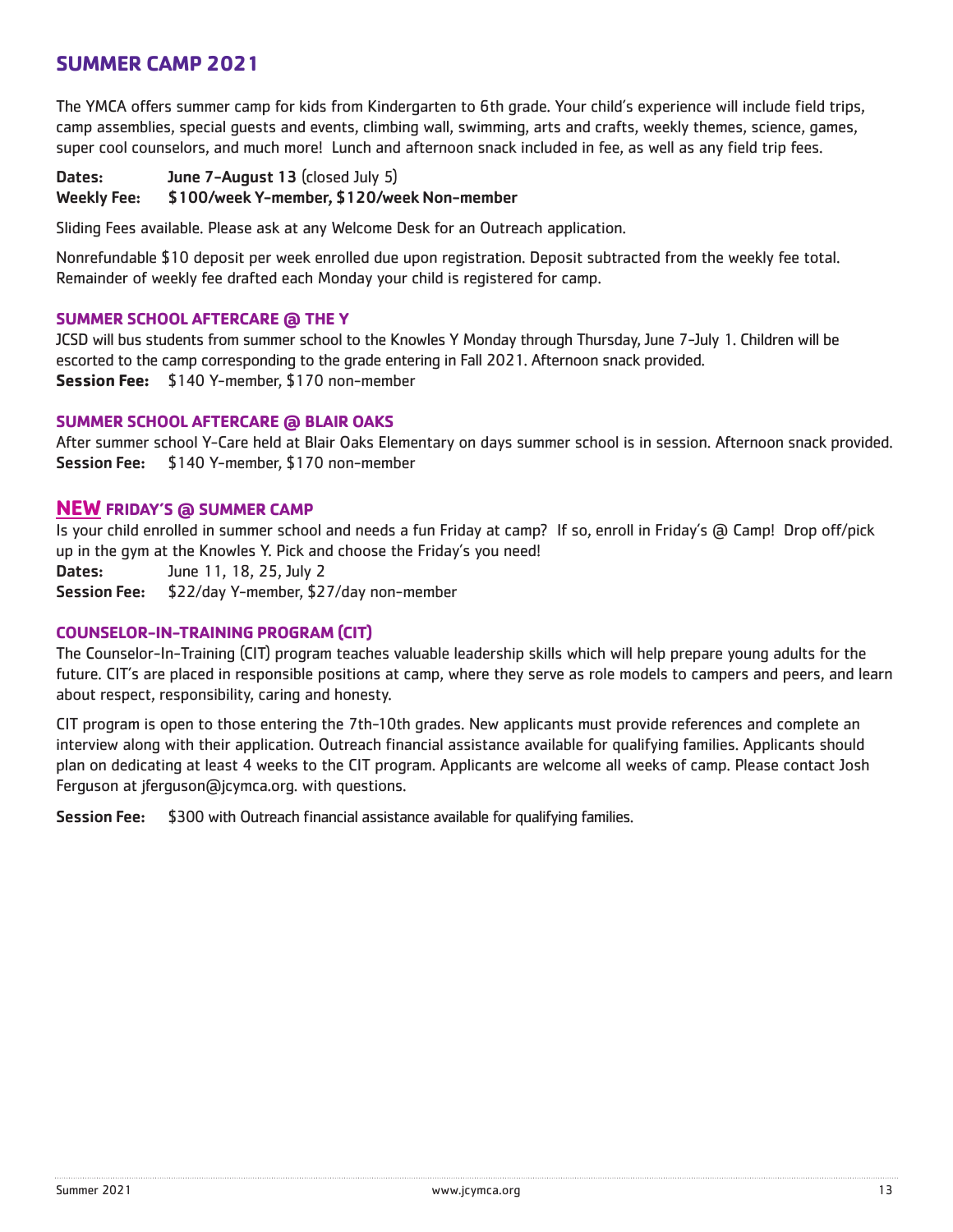## SUMMER CAMP 2021

The YMCA offers summer camp for kids from Kindergarten to 6th grade. Your child's experience will include field trips, camp assemblies, special guests and events, climbing wall, swimming, arts and crafts, weekly themes, science, games, super cool counselors, and much more! Lunch and afternoon snack included in fee, as well as any field trip fees.

**Dates:** **June 7-August 13** (closed July 5)
**Weekly Fee:** **$100/week Y-member, $120/week Non-member**

Sliding Fees available. Please ask at any Welcome Desk for an Outreach application.

Nonrefundable $10 deposit per week enrolled due upon registration. Deposit subtracted from the weekly fee total. Remainder of weekly fee drafted each Monday your child is registered for camp.

### SUMMER SCHOOL AFTERCARE @ THE Y

JCSD will bus students from summer school to the Knowles Y Monday through Thursday, June 7-July 1. Children will be escorted to the camp corresponding to the grade entering in Fall 2021. Afternoon snack provided.
**Session Fee:** $140 Y-member, $170 non-member

### SUMMER SCHOOL AFTERCARE @ BLAIR OAKS

After summer school Y-Care held at Blair Oaks Elementary on days summer school is in session. Afternoon snack provided.
**Session Fee:** $140 Y-member, $170 non-member

### NEW FRIDAY'S @ SUMMER CAMP

Is your child enrolled in summer school and needs a fun Friday at camp? If so, enroll in Friday's @ Camp! Drop off/pick up in the gym at the Knowles Y. Pick and choose the Friday's you need!
**Dates:** June 11, 18, 25, July 2
**Session Fee:** $22/day Y-member, $27/day non-member

### COUNSELOR-IN-TRAINING PROGRAM (CIT)

The Counselor-In-Training (CIT) program teaches valuable leadership skills which will help prepare young adults for the future. CIT's are placed in responsible positions at camp, where they serve as role models to campers and peers, and learn about respect, responsibility, caring and honesty.

CIT program is open to those entering the 7th-10th grades. New applicants must provide references and complete an interview along with their application. Outreach financial assistance available for qualifying families. Applicants should plan on dedicating at least 4 weeks to the CIT program. Applicants are welcome all weeks of camp. Please contact Josh Ferguson at jferguson@jcymca.org. with questions.

**Session Fee:** $300 with Outreach financial assistance available for qualifying families.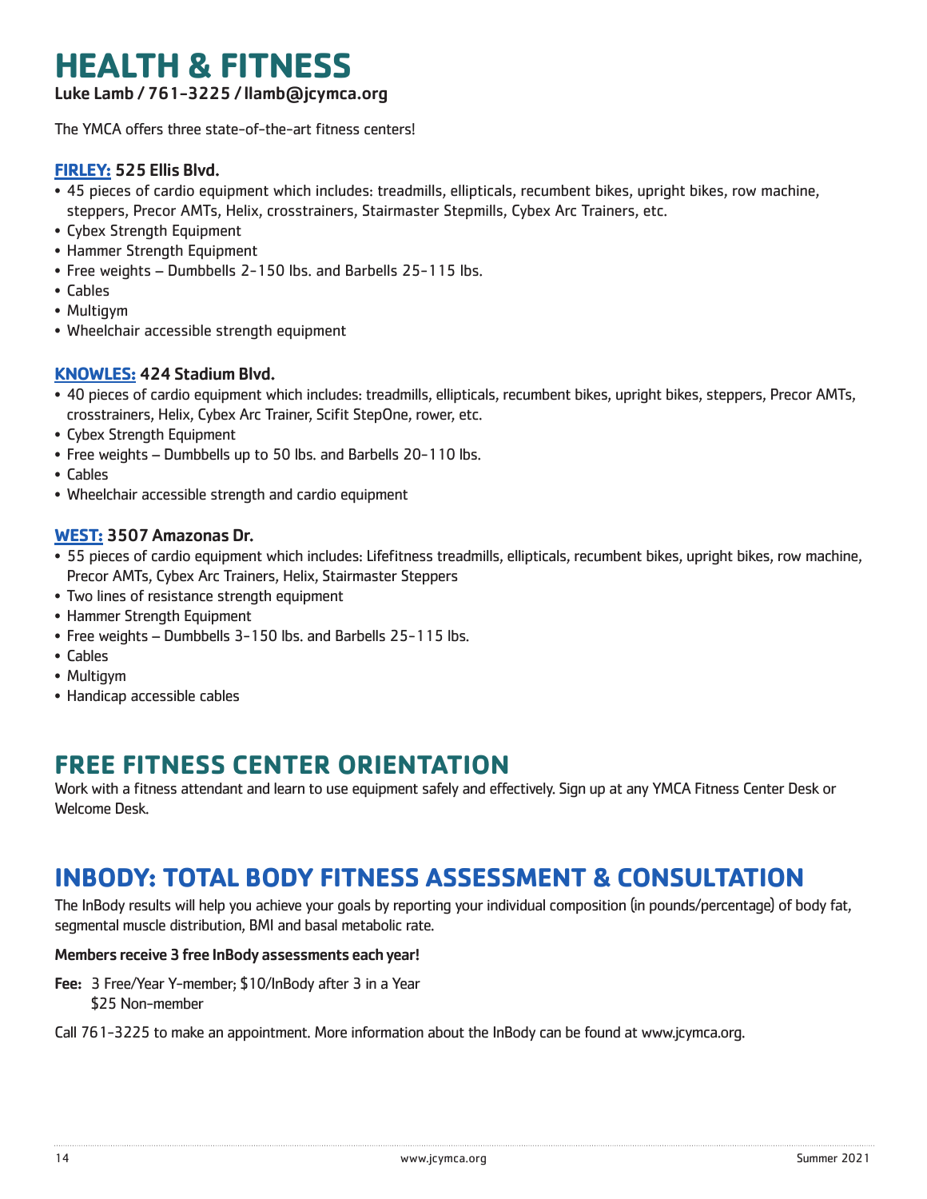# HEALTH & FITNESS

**Luke Lamb / 761-3225 / llamb@jcymca.org**

The YMCA offers three state-of-the-art fitness centers!

**FIRLEY: 525 Ellis Blvd.**

- 45 pieces of cardio equipment which includes: treadmills, ellipticals, recumbent bikes, upright bikes, row machine, steppers, Precor AMTs, Helix, crosstrainers, Stairmaster Stepmills, Cybex Arc Trainers, etc.
- Cybex Strength Equipment
- Hammer Strength Equipment
- Free weights – Dumbbells 2-150 lbs. and Barbells 25-115 lbs.
- Cables
- Multigym
- Wheelchair accessible strength equipment

**KNOWLES: 424 Stadium Blvd.**

- 40 pieces of cardio equipment which includes: treadmills, ellipticals, recumbent bikes, upright bikes, steppers, Precor AMTs, crosstrainers, Helix, Cybex Arc Trainer, Scifit StepOne, rower, etc.
- Cybex Strength Equipment
- Free weights – Dumbbells up to 50 lbs. and Barbells 20-110 lbs.
- Cables
- Wheelchair accessible strength and cardio equipment

**WEST: 3507 Amazonas Dr.**

- 55 pieces of cardio equipment which includes: Lifefitness treadmills, ellipticals, recumbent bikes, upright bikes, row machine, Precor AMTs, Cybex Arc Trainers, Helix, Stairmaster Steppers
- Two lines of resistance strength equipment
- Hammer Strength Equipment
- Free weights – Dumbbells 3-150 lbs. and Barbells 25-115 lbs.
- Cables
- Multigym
- Handicap accessible cables

## FREE FITNESS CENTER ORIENTATION

Work with a fitness attendant and learn to use equipment safely and effectively. Sign up at any YMCA Fitness Center Desk or Welcome Desk.

## INBODY: TOTAL BODY FITNESS ASSESSMENT & CONSULTATION

The InBody results will help you achieve your goals by reporting your individual composition (in pounds/percentage) of body fat, segmental muscle distribution, BMI and basal metabolic rate.

**Members receive 3 free InBody assessments each year!**

**Fee:** 3 Free/Year Y-member; $10/InBody after 3 in a Year
$25 Non-member

Call 761-3225 to make an appointment. More information about the InBody can be found at www.jcymca.org.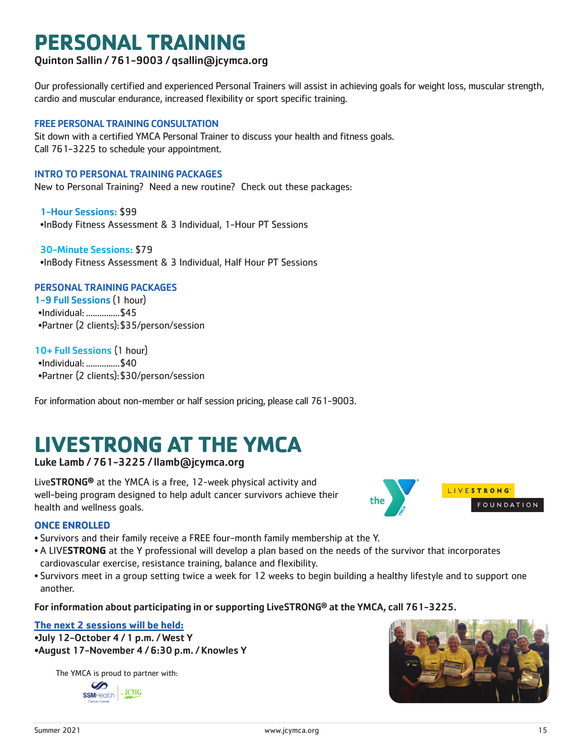# PERSONAL TRAINING

**Quinton Sallin / 761-9003 / qsallin@jcymca.org**

Our professionally certified and experienced Personal Trainers will assist in achieving goals for weight loss, muscular strength, cardio and muscular endurance, increased flexibility or sport specific training.

### FREE PERSONAL TRAINING CONSULTATION

Sit down with a certified YMCA Personal Trainer to discuss your health and fitness goals. Call 761-3225 to schedule your appointment.

### INTRO TO PERSONAL TRAINING PACKAGES

New to Personal Training? Need a new routine? Check out these packages:

**1-Hour Sessions:** $99
- InBody Fitness Assessment & 3 Individual, 1-Hour PT Sessions

**30-Minute Sessions:** $79
- InBody Fitness Assessment & 3 Individual, Half Hour PT Sessions

### PERSONAL TRAINING PACKAGES

**1-9 Full Sessions** (1 hour)
- Individual: ...............$45
- Partner (2 clients): $35/person/session

**10+ Full Sessions** (1 hour)
- Individual: ..............$40
- Partner (2 clients): $30/person/session

For information about non-member or half session pricing, please call 761-9003.

# LIVESTRONG AT THE YMCA

**Luke Lamb / 761-3225 / llamb@jcymca.org**

Live**STRONG®** at the YMCA is a free, 12-week physical activity and well-being program designed to help adult cancer survivors achieve their health and wellness goals.

### ONCE ENROLLED

- Survivors and their family receive a FREE four-month family membership at the Y.
- A LIVE**STRONG** at the Y professional will develop a plan based on the needs of the survivor that incorporates cardiovascular exercise, resistance training, balance and flexibility.
- Survivors meet in a group setting twice a week for 12 weeks to begin building a healthy lifestyle and to support one another.

**For information about participating in or supporting LiveSTRONG® at the YMCA, call 761-3225.**

**The next 2 sessions will be held:**
- **July 12-October 4 / 1 p.m. / West Y**
- **August 17-November 4 / 6:30 p.m. / Knowles Y**

The YMCA is proud to partner with: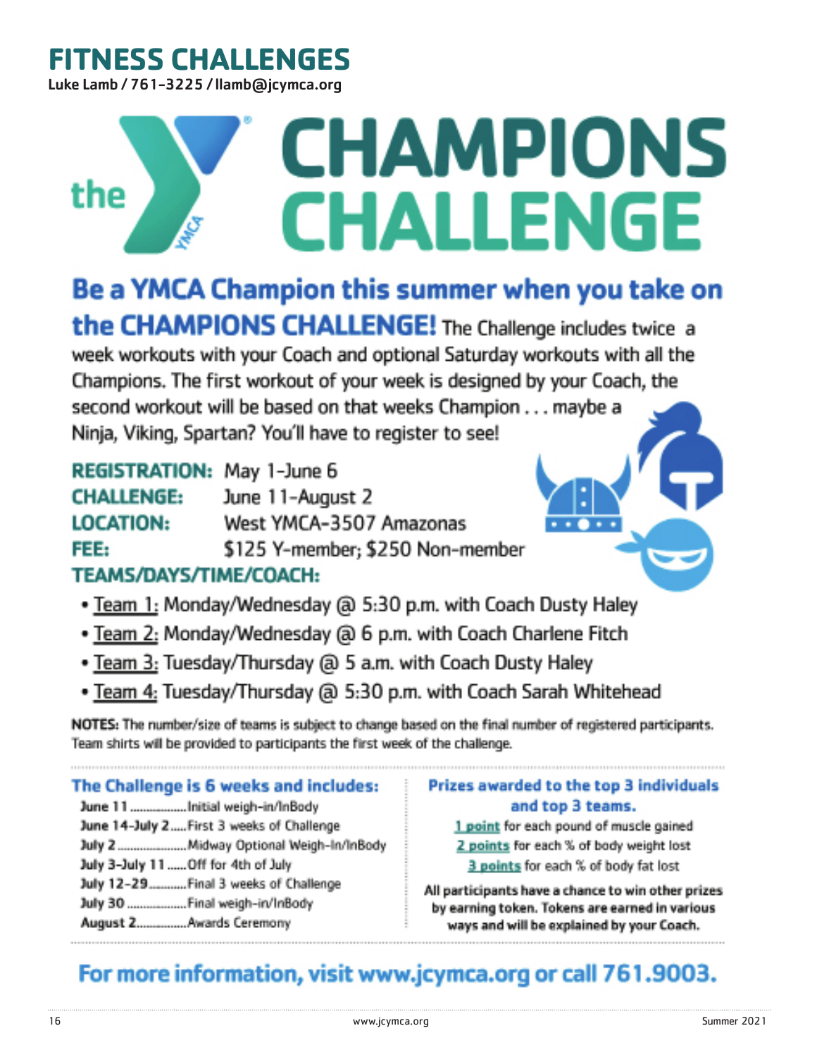# FITNESS CHALLENGES

Luke Lamb / 761-3225 / llamb@jcymca.org

# the CHAMPIONS CHALLENGE

## Be a YMCA Champion this summer when you take on the CHAMPIONS CHALLENGE!

The Challenge includes twice a week workouts with your Coach and optional Saturday workouts with all the Champions. The first workout of your week is designed by your Coach, the second workout will be based on that weeks Champion . . . maybe a Ninja, Viking, Spartan? You'll have to register to see!

**REGISTRATION:** May 1-June 6
**CHALLENGE:** June 11-August 2
**LOCATION:** West YMCA-3507 Amazonas
**FEE:** $125 Y-member; $250 Non-member

**TEAMS/DAYS/TIME/COACH:**

- Team 1: Monday/Wednesday @ 5:30 p.m. with Coach Dusty Haley
- Team 2: Monday/Wednesday @ 6 p.m. with Coach Charlene Fitch
- Team 3: Tuesday/Thursday @ 5 a.m. with Coach Dusty Haley
- Team 4: Tuesday/Thursday @ 5:30 p.m. with Coach Sarah Whitehead

**NOTES:** The number/size of teams is subject to change based on the final number of registered participants. Team shirts will be provided to participants the first week of the challenge.

### The Challenge is 6 weeks and includes:

- **June 11** .................Initial weigh-in/InBody
- **June 14-July 2**.....First 3 weeks of Challenge
- **July 2** .....................Midway Optional Weigh-In/InBody
- **July 3-July 11**......Off for 4th of July
- **July 12-29**...........Final 3 weeks of Challenge
- **July 30** ..................Final weigh-in/InBody
- **August 2**...............Awards Ceremony

### Prizes awarded to the top 3 individuals and top 3 teams.

1 point for each pound of muscle gained
2 points for each % of body weight lost
3 points for each % of body fat lost

**All participants have a chance to win other prizes by earning token. Tokens are earned in various ways and will be explained by your Coach.**

## For more information, visit www.jcymca.org or call 761.9003.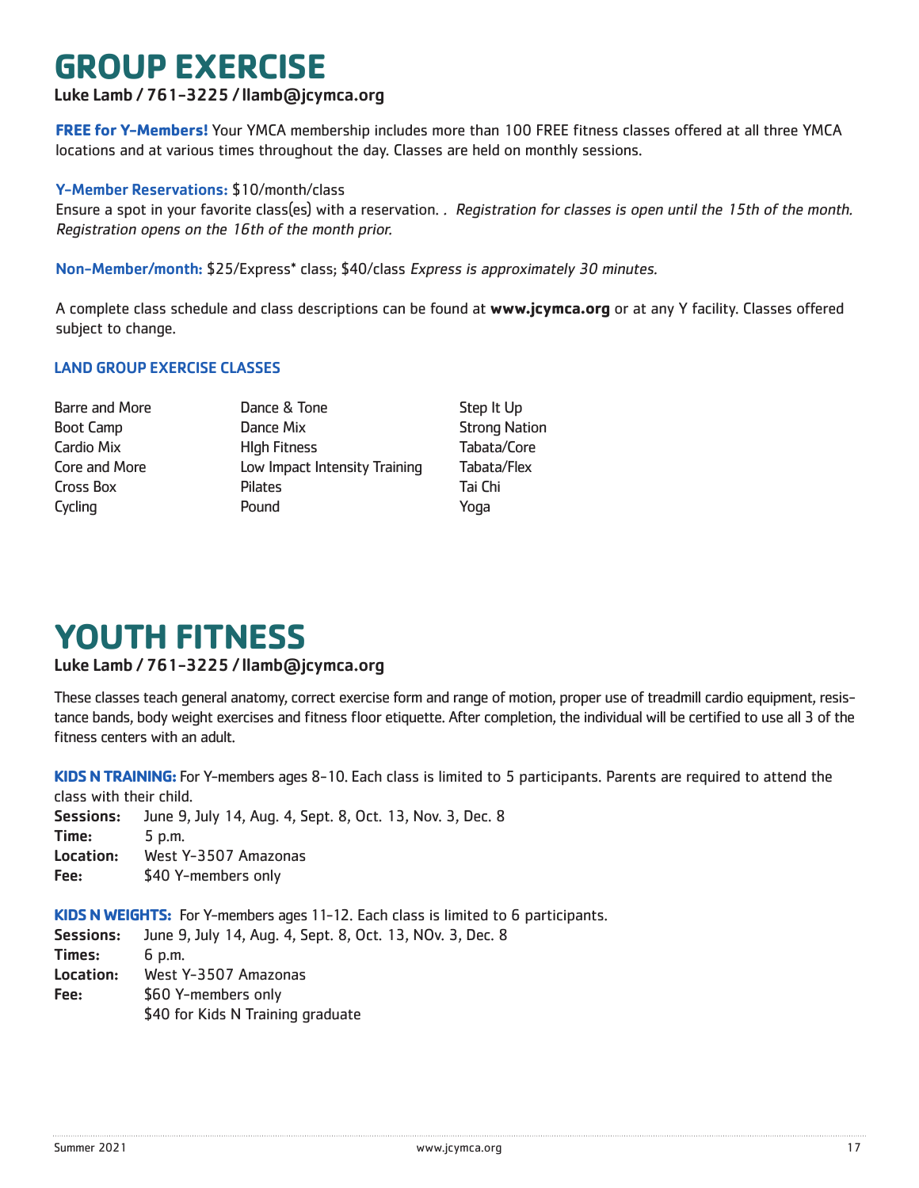# GROUP EXERCISE

**Luke Lamb / 761-3225 / llamb@jcymca.org**

**FREE for Y-Members!** Your YMCA membership includes more than 100 FREE fitness classes offered at all three YMCA locations and at various times throughout the day. Classes are held on monthly sessions.

**Y-Member Reservations:** $10/month/class
Ensure a spot in your favorite class(es) with a reservation. . *Registration for classes is open until the 15th of the month. Registration opens on the 16th of the month prior.*

**Non-Member/month:** $25/Express* class; $40/class *Express is approximately 30 minutes.*

A complete class schedule and class descriptions can be found at **www.jcymca.org** or at any Y facility. Classes offered subject to change.

### LAND GROUP EXERCISE CLASSES

- Barre and More
- Boot Camp
- Cardio Mix
- Core and More
- Cross Box
- Cycling
- Dance & Tone
- Dance Mix
- HIgh Fitness
- Low Impact Intensity Training
- Pilates
- Pound
- Step It Up
- Strong Nation
- Tabata/Core
- Tabata/Flex
- Tai Chi
- Yoga

# YOUTH FITNESS

**Luke Lamb / 761-3225 / llamb@jcymca.org**

These classes teach general anatomy, correct exercise form and range of motion, proper use of treadmill cardio equipment, resistance bands, body weight exercises and fitness floor etiquette. After completion, the individual will be certified to use all 3 of the fitness centers with an adult.

**KIDS N TRAINING:** For Y-members ages 8-10. Each class is limited to 5 participants. Parents are required to attend the class with their child.

**Sessions:** June 9, July 14, Aug. 4, Sept. 8, Oct. 13, Nov. 3, Dec. 8
**Time:** 5 p.m.
**Location:** West Y-3507 Amazonas
**Fee:** $40 Y-members only

**KIDS N WEIGHTS:** For Y-members ages 11-12. Each class is limited to 6 participants.

**Sessions:** June 9, July 14, Aug. 4, Sept. 8, Oct. 13, NOv. 3, Dec. 8
**Times:** 6 p.m.
**Location:** West Y-3507 Amazonas
**Fee:** $60 Y-members only
$40 for Kids N Training graduate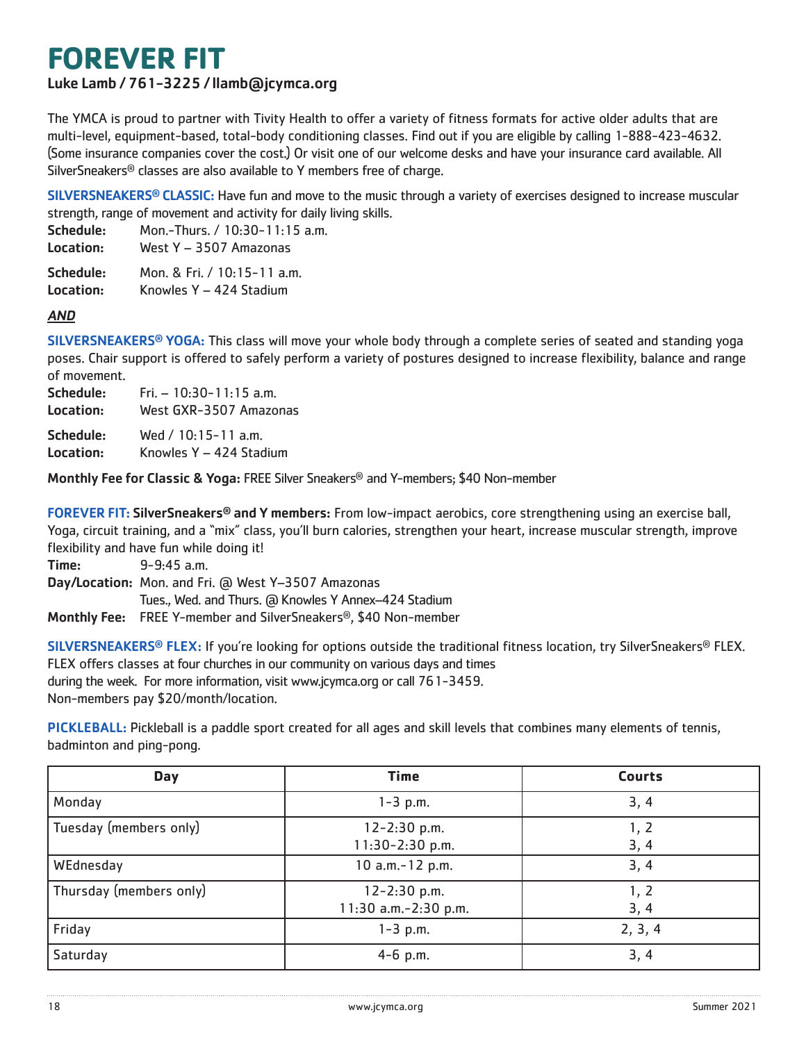# FOREVER FIT

**Luke Lamb / 761-3225 / llamb@jcymca.org**

The YMCA is proud to partner with Tivity Health to offer a variety of fitness formats for active older adults that are multi-level, equipment-based, total-body conditioning classes. Find out if you are eligible by calling 1-888-423-4632. (Some insurance companies cover the cost.) Or visit one of our welcome desks and have your insurance card available. All SilverSneakers® classes are also available to Y members free of charge.

**SILVERSNEAKERS® CLASSIC:** Have fun and move to the music through a variety of exercises designed to increase muscular strength, range of movement and activity for daily living skills.

**Schedule:** Mon.-Thurs. / 10:30-11:15 a.m.
**Location:** West Y – 3507 Amazonas

**Schedule:** Mon. & Fri. / 10:15-11 a.m.
**Location:** Knowles Y – 424 Stadium

***AND***

**SILVERSNEAKERS® YOGA:** This class will move your whole body through a complete series of seated and standing yoga poses. Chair support is offered to safely perform a variety of postures designed to increase flexibility, balance and range of movement.

**Schedule:** Fri. – 10:30-11:15 a.m.
**Location:** West GXR-3507 Amazonas

**Schedule:** Wed / 10:15-11 a.m.
**Location:** Knowles Y – 424 Stadium

**Monthly Fee for Classic & Yoga:** FREE Silver Sneakers® and Y-members; $40 Non-member

**FOREVER FIT: SilverSneakers® and Y members:** From low-impact aerobics, core strengthening using an exercise ball, Yoga, circuit training, and a "mix" class, you'll burn calories, strengthen your heart, increase muscular strength, improve flexibility and have fun while doing it!

**Time:** 9-9:45 a.m.
**Day/Location:** Mon. and Fri. @ West Y–3507 Amazonas
Tues., Wed. and Thurs. @ Knowles Y Annex–424 Stadium
**Monthly Fee:** FREE Y-member and SilverSneakers®, $40 Non-member

**SILVERSNEAKERS® FLEX:** If you're looking for options outside the traditional fitness location, try SilverSneakers® FLEX. FLEX offers classes at four churches in our community on various days and times during the week. For more information, visit www.jcymca.org or call 761-3459.
Non-members pay $20/month/location.

**PICKLEBALL:** Pickleball is a paddle sport created for all ages and skill levels that combines many elements of tennis, badminton and ping-pong.

| Day | Time | Courts |
|---|---|---|
| Monday | 1-3 p.m. | 3, 4 |
| Tuesday (members only) | 12-2:30 p.m.<br>11:30-2:30 p.m. | 1, 2<br>3, 4 |
| WEdnesday | 10 a.m.-12 p.m. | 3, 4 |
| Thursday (members only) | 12-2:30 p.m.<br>11:30 a.m.-2:30 p.m. | 1, 2<br>3, 4 |
| Friday | 1-3 p.m. | 2, 3, 4 |
| Saturday | 4-6 p.m. | 3, 4 |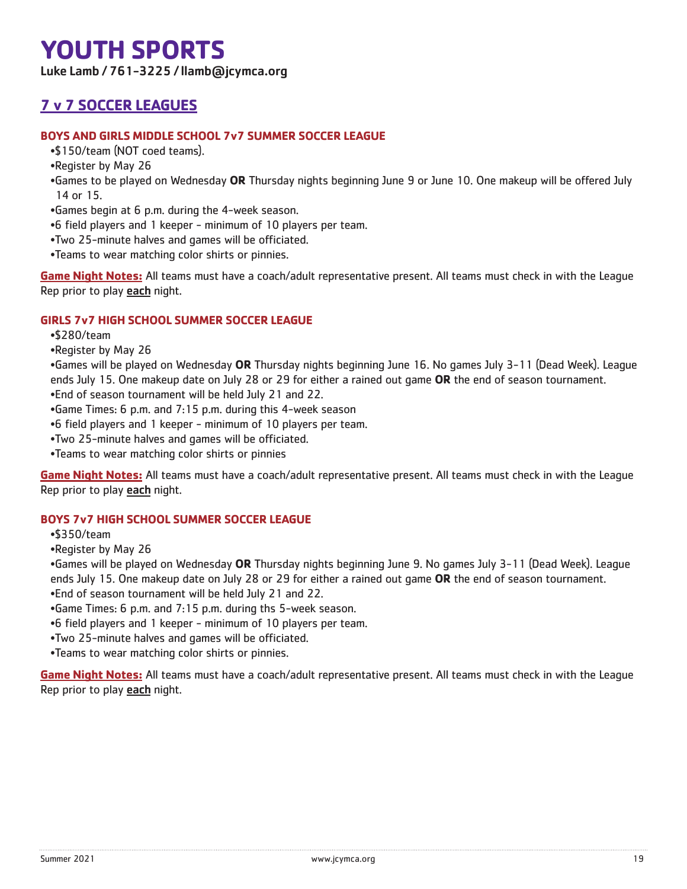# YOUTH SPORTS

**Luke Lamb / 761-3225 / llamb@jcymca.org**

## 7 v 7 SOCCER LEAGUES

### BOYS AND GIRLS MIDDLE SCHOOL 7v7 SUMMER SOCCER LEAGUE

- $150/team (NOT coed teams).
- Register by May 26
- Games to be played on Wednesday **OR** Thursday nights beginning June 9 or June 10. One makeup will be offered July 14 or 15.
- Games begin at 6 p.m. during the 4-week season.
- 6 field players and 1 keeper - minimum of 10 players per team.
- Two 25-minute halves and games will be officiated.
- Teams to wear matching color shirts or pinnies.

**Game Night Notes:** All teams must have a coach/adult representative present. All teams must check in with the League Rep prior to play **each** night.

### GIRLS 7v7 HIGH SCHOOL SUMMER SOCCER LEAGUE

- $280/team
- Register by May 26
- Games will be played on Wednesday **OR** Thursday nights beginning June 16. No games July 3-11 (Dead Week). League ends July 15. One makeup date on July 28 or 29 for either a rained out game **OR** the end of season tournament.
- End of season tournament will be held July 21 and 22.
- Game Times: 6 p.m. and 7:15 p.m. during this 4-week season
- 6 field players and 1 keeper - minimum of 10 players per team.
- Two 25-minute halves and games will be officiated.
- Teams to wear matching color shirts or pinnies

**Game Night Notes:** All teams must have a coach/adult representative present. All teams must check in with the League Rep prior to play **each** night.

### BOYS 7v7 HIGH SCHOOL SUMMER SOCCER LEAGUE

- $350/team
- Register by May 26
- Games will be played on Wednesday **OR** Thursday nights beginning June 9. No games July 3-11 (Dead Week). League ends July 15. One makeup date on July 28 or 29 for either a rained out game **OR** the end of season tournament.
- End of season tournament will be held July 21 and 22.
- Game Times: 6 p.m. and 7:15 p.m. during ths 5-week season.
- 6 field players and 1 keeper - minimum of 10 players per team.
- Two 25-minute halves and games will be officiated.
- Teams to wear matching color shirts or pinnies.

**Game Night Notes:** All teams must have a coach/adult representative present. All teams must check in with the League Rep prior to play **each** night.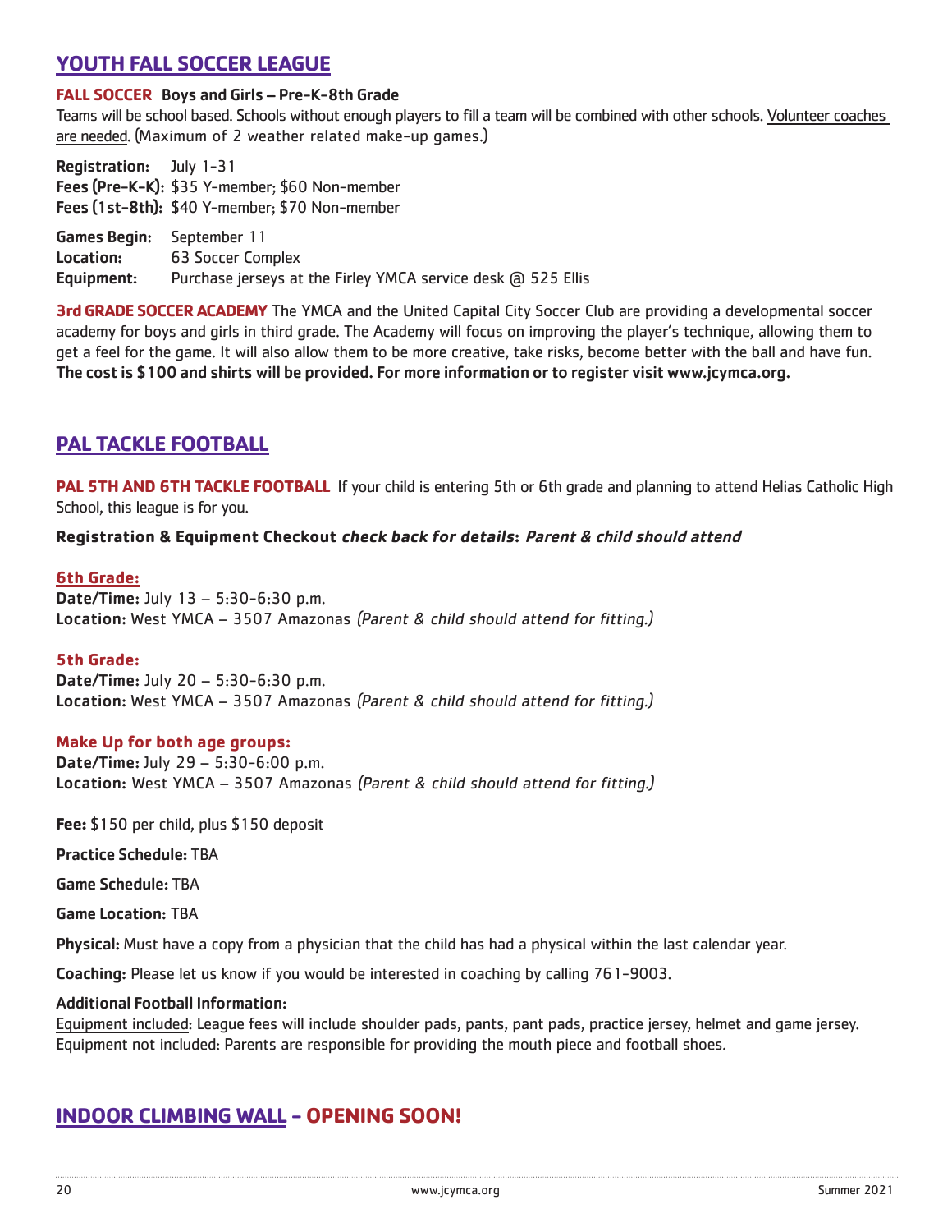## YOUTH FALL SOCCER LEAGUE

**FALL SOCCER** **Boys and Girls – Pre-K-8th Grade**

Teams will be school based. Schools without enough players to fill a team will be combined with other schools. Volunteer coaches are needed. (Maximum of 2 weather related make-up games.)

**Registration:** July 1-31
**Fees (Pre-K-K):** $35 Y-member; $60 Non-member
**Fees (1st-8th):** $40 Y-member; $70 Non-member

**Games Begin:** September 11
**Location:** 63 Soccer Complex
**Equipment:** Purchase jerseys at the Firley YMCA service desk @ 525 Ellis

**3rd GRADE SOCCER ACADEMY** The YMCA and the United Capital City Soccer Club are providing a developmental soccer academy for boys and girls in third grade. The Academy will focus on improving the player's technique, allowing them to get a feel for the game. It will also allow them to be more creative, take risks, become better with the ball and have fun. **The cost is $100 and shirts will be provided. For more information or to register visit www.jcymca.org.**

## PAL TACKLE FOOTBALL

**PAL 5TH AND 6TH TACKLE FOOTBALL** If your child is entering 5th or 6th grade and planning to attend Helias Catholic High School, this league is for you.

**Registration & Equipment Checkout *check back for details*: *Parent & child should attend***

**6th Grade:**
**Date/Time:** July 13 – 5:30-6:30 p.m.
**Location:** West YMCA – 3507 Amazonas *(Parent & child should attend for fitting.)*

**5th Grade:**
**Date/Time:** July 20 – 5:30-6:30 p.m.
**Location:** West YMCA – 3507 Amazonas *(Parent & child should attend for fitting.)*

**Make Up for both age groups:**
**Date/Time:** July 29 – 5:30-6:00 p.m.
**Location:** West YMCA – 3507 Amazonas *(Parent & child should attend for fitting.)*

**Fee:** $150 per child, plus $150 deposit

**Practice Schedule:** TBA

**Game Schedule:** TBA

**Game Location:** TBA

**Physical:** Must have a copy from a physician that the child has had a physical within the last calendar year.

**Coaching:** Please let us know if you would be interested in coaching by calling 761-9003.

**Additional Football Information:**
Equipment included: League fees will include shoulder pads, pants, pant pads, practice jersey, helmet and game jersey.
Equipment not included: Parents are responsible for providing the mouth piece and football shoes.

## INDOOR CLIMBING WALL – OPENING SOON!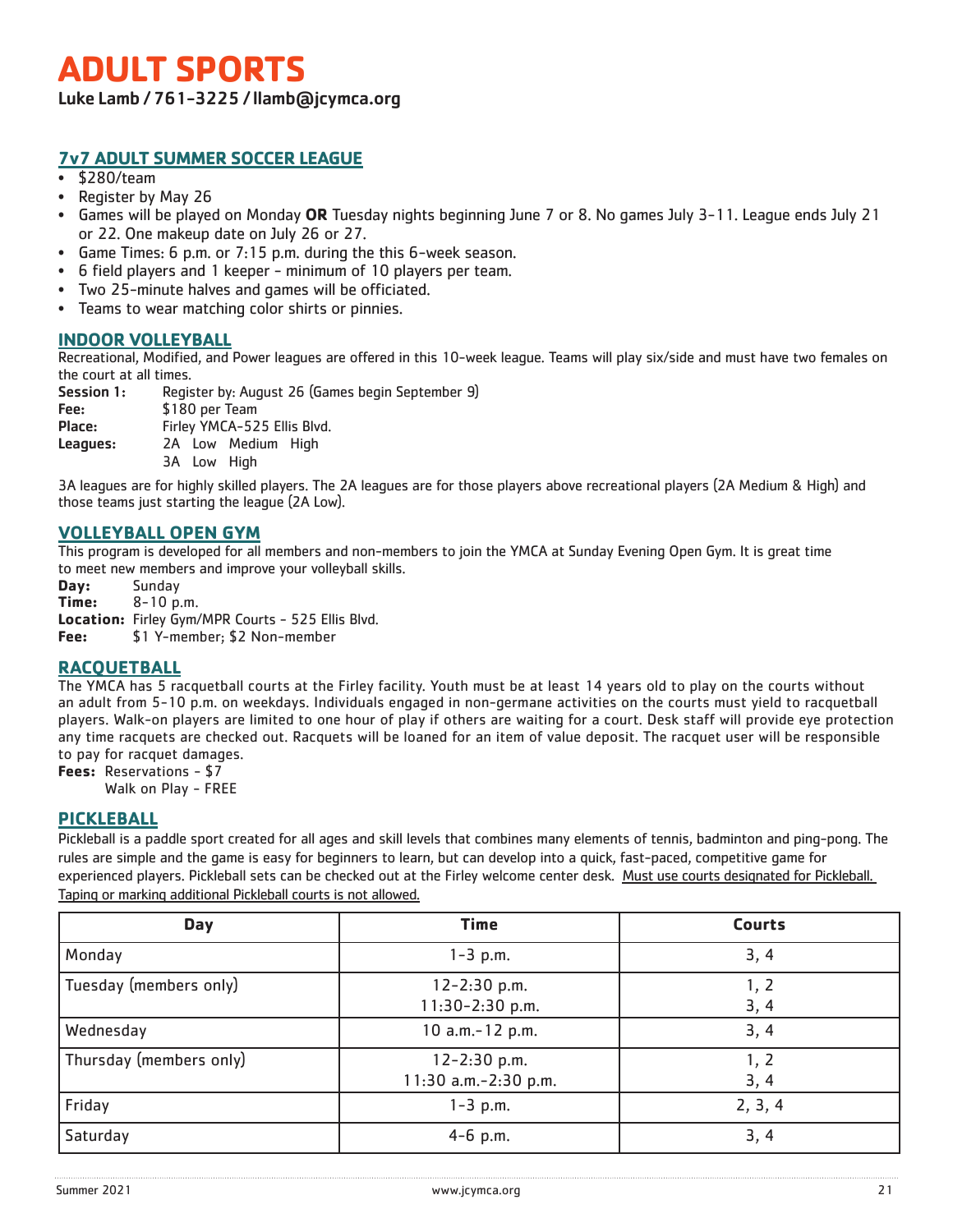# ADULT SPORTS

Luke Lamb / 761-3225 / llamb@jcymca.org

## 7v7 ADULT SUMMER SOCCER LEAGUE

- $280/team
- Register by May 26
- Games will be played on Monday **OR** Tuesday nights beginning June 7 or 8. No games July 3-11. League ends July 21 or 22. One makeup date on July 26 or 27.
- Game Times: 6 p.m. or 7:15 p.m. during the this 6-week season.
- 6 field players and 1 keeper - minimum of 10 players per team.
- Two 25-minute halves and games will be officiated.
- Teams to wear matching color shirts or pinnies.

## INDOOR VOLLEYBALL

Recreational, Modified, and Power leagues are offered in this 10-week league. Teams will play six/side and must have two females on the court at all times.

**Session 1:** Register by: August 26 (Games begin September 9)
**Fee:** $180 per Team
**Place:** Firley YMCA-525 Ellis Blvd.
**Leagues:** 2A Low Medium High
3A Low High

3A leagues are for highly skilled players. The 2A leagues are for those players above recreational players (2A Medium & High) and those teams just starting the league (2A Low).

## VOLLEYBALL OPEN GYM

This program is developed for all members and non-members to join the YMCA at Sunday Evening Open Gym. It is great time to meet new members and improve your volleyball skills.

**Day:** Sunday
**Time:** 8-10 p.m.
**Location:** Firley Gym/MPR Courts - 525 Ellis Blvd.
**Fee:** $1 Y-member; $2 Non-member

## RACQUETBALL

The YMCA has 5 racquetball courts at the Firley facility. Youth must be at least 14 years old to play on the courts without an adult from 5-10 p.m. on weekdays. Individuals engaged in non-germane activities on the courts must yield to racquetball players. Walk-on players are limited to one hour of play if others are waiting for a court. Desk staff will provide eye protection any time racquets are checked out. Racquets will be loaned for an item of value deposit. The racquet user will be responsible to pay for racquet damages.

**Fees:** Reservations - $7
Walk on Play - FREE

## PICKLEBALL

Pickleball is a paddle sport created for all ages and skill levels that combines many elements of tennis, badminton and ping-pong. The rules are simple and the game is easy for beginners to learn, but can develop into a quick, fast-paced, competitive game for experienced players. Pickleball sets can be checked out at the Firley welcome center desk. Must use courts designated for Pickleball. Taping or marking additional Pickleball courts is not allowed.

| Day | Time | Courts |
|---|---|---|
| Monday | 1-3 p.m. | 3, 4 |
| Tuesday (members only) | 12-2:30 p.m.<br>11:30-2:30 p.m. | 1, 2<br>3, 4 |
| Wednesday | 10 a.m.-12 p.m. | 3, 4 |
| Thursday (members only) | 12-2:30 p.m.<br>11:30 a.m.-2:30 p.m. | 1, 2<br>3, 4 |
| Friday | 1-3 p.m. | 2, 3, 4 |
| Saturday | 4-6 p.m. | 3, 4 |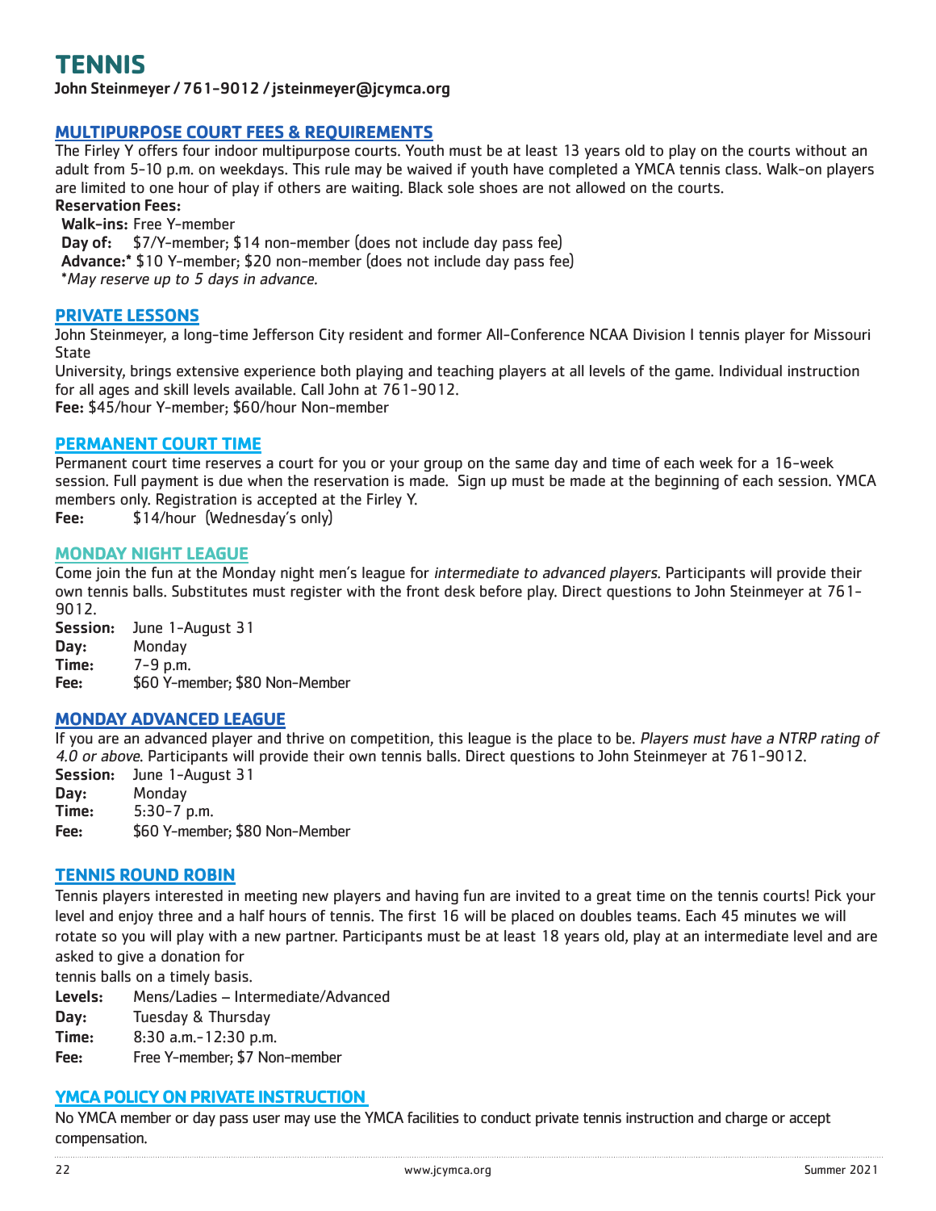# TENNIS

**John Steinmeyer / 761-9012 / jsteinmeyer@jcymca.org**

## MULTIPURPOSE COURT FEES & REQUIREMENTS

The Firley Y offers four indoor multipurpose courts. Youth must be at least 13 years old to play on the courts without an adult from 5-10 p.m. on weekdays. This rule may be waived if youth have completed a YMCA tennis class. Walk-on players are limited to one hour of play if others are waiting. Black sole shoes are not allowed on the courts.

**Reservation Fees:**

**Walk-ins:** Free Y-member

**Day of:** $7/Y-member; $14 non-member (does not include day pass fee)

**Advance:*** $10 Y-member; $20 non-member (does not include day pass fee)

*\*May reserve up to 5 days in advance.*

## PRIVATE LESSONS

John Steinmeyer, a long-time Jefferson City resident and former All-Conference NCAA Division I tennis player for Missouri State

University, brings extensive experience both playing and teaching players at all levels of the game. Individual instruction for all ages and skill levels available. Call John at 761-9012.

**Fee:** $45/hour Y-member; $60/hour Non-member

## PERMANENT COURT TIME

Permanent court time reserves a court for you or your group on the same day and time of each week for a 16-week session. Full payment is due when the reservation is made. Sign up must be made at the beginning of each session. YMCA members only. Registration is accepted at the Firley Y.

**Fee:** $14/hour (Wednesday's only)

## MONDAY NIGHT LEAGUE

Come join the fun at the Monday night men's league for *intermediate to advanced players*. Participants will provide their own tennis balls. Substitutes must register with the front desk before play. Direct questions to John Steinmeyer at 761-9012.

**Session:** June 1-August 31

**Day:** Monday

**Time:** 7-9 p.m.

**Fee:** $60 Y-member; $80 Non-Member

## MONDAY ADVANCED LEAGUE

If you are an advanced player and thrive on competition, this league is the place to be. *Players must have a NTRP rating of 4.0 or above*. Participants will provide their own tennis balls. Direct questions to John Steinmeyer at 761-9012.

**Session:** June 1-August 31

**Day:** Monday

**Time:** 5:30-7 p.m.

**Fee:** $60 Y-member; $80 Non-Member

## TENNIS ROUND ROBIN

Tennis players interested in meeting new players and having fun are invited to a great time on the tennis courts! Pick your level and enjoy three and a half hours of tennis. The first 16 will be placed on doubles teams. Each 45 minutes we will rotate so you will play with a new partner. Participants must be at least 18 years old, play at an intermediate level and are asked to give a donation for

tennis balls on a timely basis.

**Levels:** Mens/Ladies – Intermediate/Advanced

**Day:** Tuesday & Thursday

**Time:** 8:30 a.m.-12:30 p.m.

**Fee:** Free Y-member; $7 Non-member

## YMCA POLICY ON PRIVATE INSTRUCTION

No YMCA member or day pass user may use the YMCA facilities to conduct private tennis instruction and charge or accept compensation.